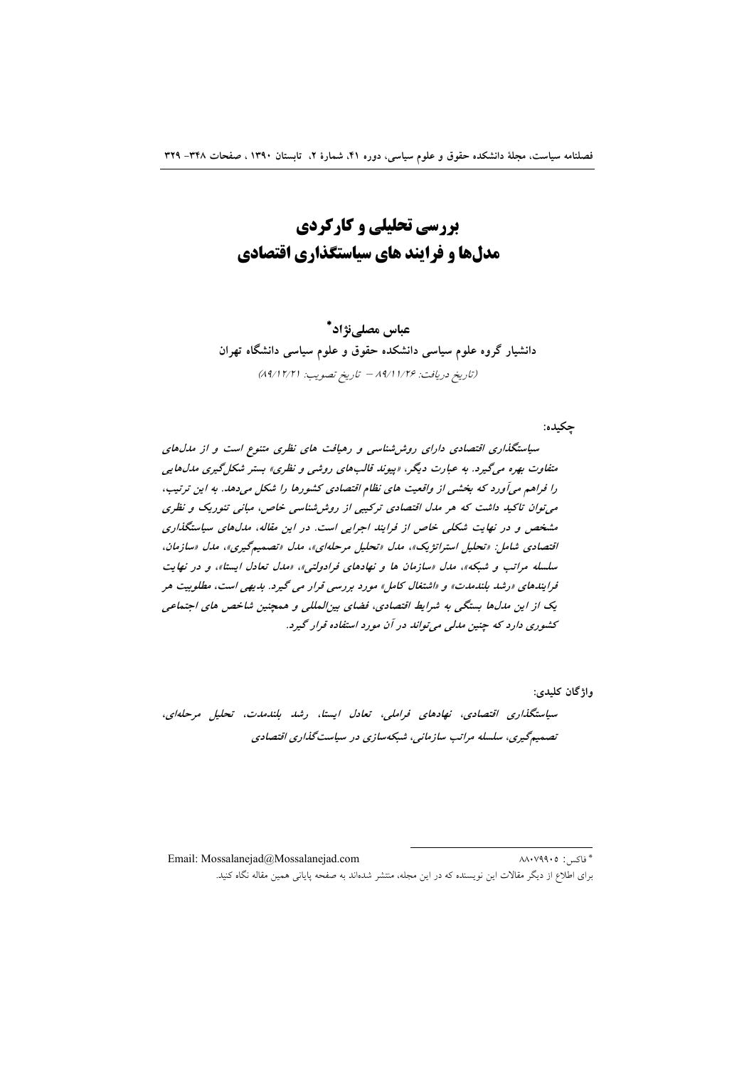# بررسی تحلیلی و کارکردی
# مدل‌ها و فرایند های سیاستگذاری اقتصادی

**عباس مصلی‌نژاد\***

**دانشیار گروه علوم سیاسی دانشکده حقوق و علوم سیاسی دانشگاه تهران**

*(تاریخ دریافت: ۸۹/۱۱/۲۶ – تاریخ تصویب: ۸۹/۱۲/۲۱)*

**چکیده:**

***سیاستگذاری اقتصادی دارای روش‌شناسی و رهیافت های نظری متنوع است و از مدل‌های متفاوت بهره می‌گیرد. به عبارت دیگر، «پیوند قالب‌های روشی و نظری» بستر شکل‌گیری مدل‌هایی را فراهم می‌آورد که بخشی از واقعیت های نظام اقتصادی کشورها را شکل می‌دهد. به این ترتیب، می‌توان تاکید داشت که هر مدل اقتصادی ترکیبی از روش‌شناسی خاص، مبانی تئوریک و نظری مشخص و در نهایت شکلی خاص از فرایند اجرایی است. در این مقاله، مدل‌های سیاستگذاری اقتصادی شامل: «تحلیل استراتژیک»، مدل «تحلیل مرحله‌ای»، مدل «تصمیم‌گیری»، مدل «سازمان، سلسله مراتب و شبکه»، مدل «سازمان ها و نهادهای فرادولتی»، «مدل تعادل ایستا»، و در نهایت فرایندهای «رشد بلندمدت» و «اشتغال کامل» مورد بررسی قرار می گیرد. بدیهی است، مطلوبیت هر یک از این مدل‌ها بستگی به شرایط اقتصادی، فضای بین‌المللی و همچنین شاخص های اجتماعی کشوری دارد که چنین مدلی می‌تواند در آن مورد استفاده قرار گیرد.***

**واژگان کلیدی:**

***سیاستگذاری اقتصادی، نهادهای فراملی، تعادل ایستا، رشد بلندمدت، تحلیل مرحله‌ای، تصمیم‌گیری، سلسله مراتب سازمانی، شبکه‌سازی در سیاست‌گذاری اقتصادی***

---

\* فاکس: ۸۸۰۷۹۹۰۵ Email: Mossalanejad@Mossalanejad.com

برای اطلاع از دیگر مقالات این نویسنده که در این مجله، منتشر شده‌اند به صفحه پایانی همین مقاله نگاه کنید.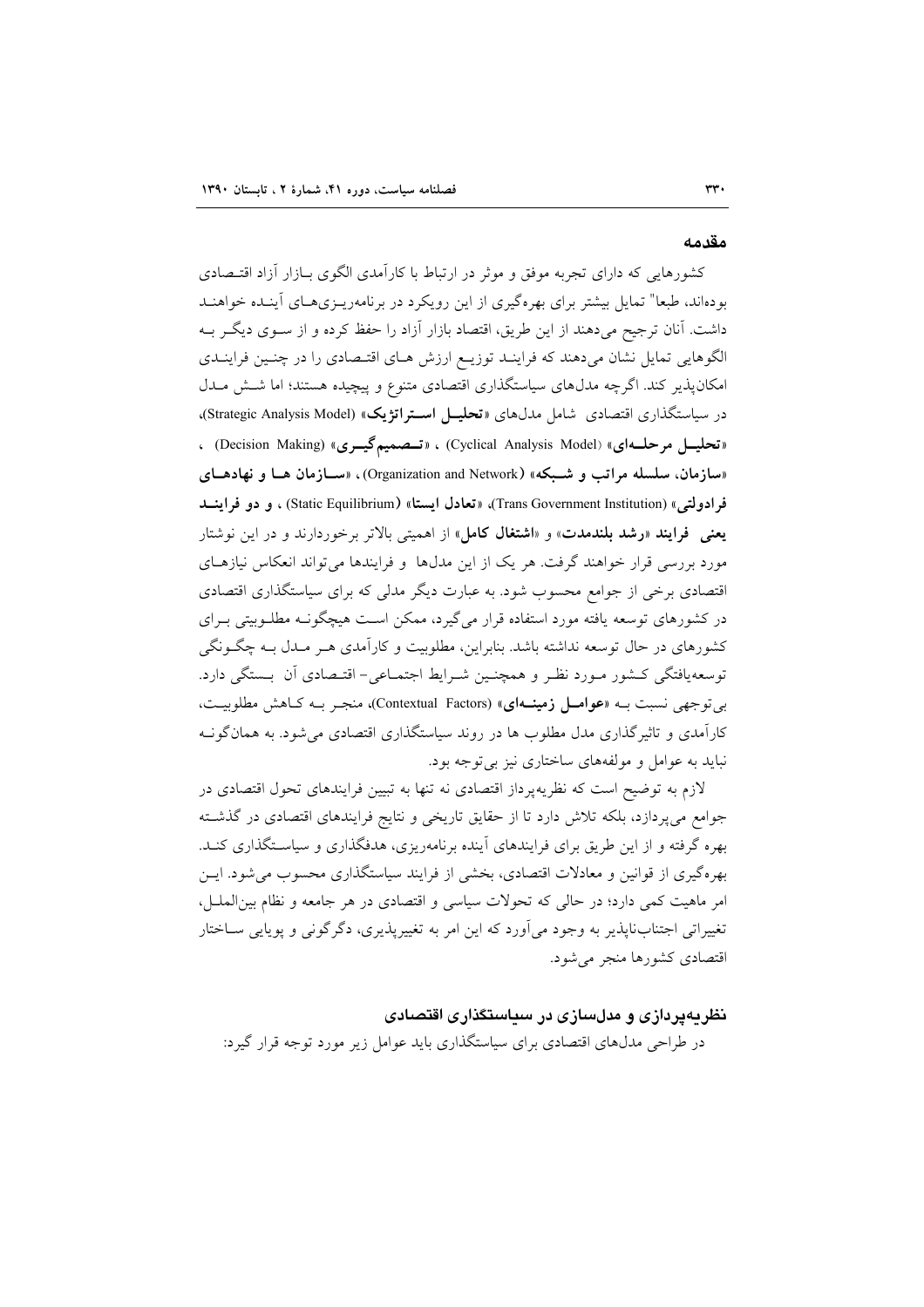## مقدمه

کشورهایی که دارای تجربه موفق و موثر در ارتباط با کارآمدی الگوی بـازار آزاد اقتـصادی بوده‌اند، طبعا" تمایل بیشتر برای بهره‌گیری از این رویکرد در برنامه‌ریـزی‌هـای آینـده خواهنـد داشت. آنان ترجیح می‌دهند که از این طریق، اقتصاد بازار آزاد را حفظ کرده و از سـوی دیگـر بـه الگوهایی تمایل نشان می‌دهند که فراینـد توزیـع ارزش هـای اقتـصادی را در چنـین فراینـدی امکان‌پذیر کند. اگرچه مدل‌های سیاستگذاری اقتصادی متنوع و پیچیده هستند؛ اما شـش مـدل در سیاستگذاری اقتصادی شامل مدل‌های «**تحلیـل اسـتراتژیک**» (Strategic Analysis Model)، «**تحلیـل مرحلـه‌ای**» (Cyclical Analysis Model) ، «**تـصمیم‌گیـری**» (Decision Making) ، «**سازمان، سلسله مراتب و شـبکه**» (Organization and Network) ، «**سـازمان هـا و نهادهـای فرادولتی**» (Trans Government Institution)، «**تعادل ایستا**» (Static Equilibrium) ، **و دو فراینـد یعنی فرایند «رشد بلندمدت»** و «**اشتغال کامل**» از اهمیتی بالاتر برخوردارند و در این نوشتار مورد بررسی قرار خواهند گرفت. هر یک از این مدل‌ها و فرایندها می‌تواند انعکاس نیازهـای اقتصادی برخی از جوامع محسوب شود. به عبارت دیگر مدلی که برای سیاستگذاری اقتصادی در کشورهای توسعه یافته مورد استفاده قرار می‌گیرد، ممکن اسـت هیچگونـه مطلـوبیتی بـرای کشورهای در حال توسعه نداشته باشد. بنابراین، مطلوبیت و کارآمدی هـر مـدل بـه چگـونگی توسعه‌یافتگی کـشور مـورد نظـر و همچنـین شـرایط اجتمـاعی- اقتـصادی آن بـستگی دارد. بی‌توجهی نسبت بـه «**عوامـل زمینـه‌ای**» (Contextual Factors)، منجـر بـه کـاهش مطلوبیـت، کارآمدی و تاثیرگذاری مدل مطلوب ها در روند سیاستگذاری اقتصادی می‌شود. به همان‌گونـه نباید به عوامل و مولفه‌های ساختاری نیز بی‌توجه بود.

لازم به توضیح است که نظریه‌پرداز اقتصادی نه تنها به تبیین فرایندهای تحول اقتصادی در جوامع می‌پردازد، بلکه تلاش دارد تا از حقایق تاریخی و نتایج فرایندهای اقتصادی در گذشـته بهره گرفته و از این طریق برای فرایندهای آینده برنامه‌ریزی، هدفگذاری و سیاسـتگذاری کنـد. بهره‌گیری از قوانین و معادلات اقتصادی، بخشی از فرایند سیاستگذاری محسوب می‌شود. ایـن امر ماهیت کمی دارد؛ در حالی که تحولات سیاسی و اقتصادی در هر جامعه و نظام بین‌الملـل، تغییراتی اجتناب‌ناپذیر به وجود می‌آورد که این امر به تغییرپذیری، دگرگونی و پویایی سـاختار اقتصادی کشورها منجر می‌شود.

## نظریه‌پردازی و مدل‌سازی در سیاستگذاری اقتصادی

در طراحی مدل‌های اقتصادی برای سیاستگذاری باید عوامل زیر مورد توجه قرار گیرد: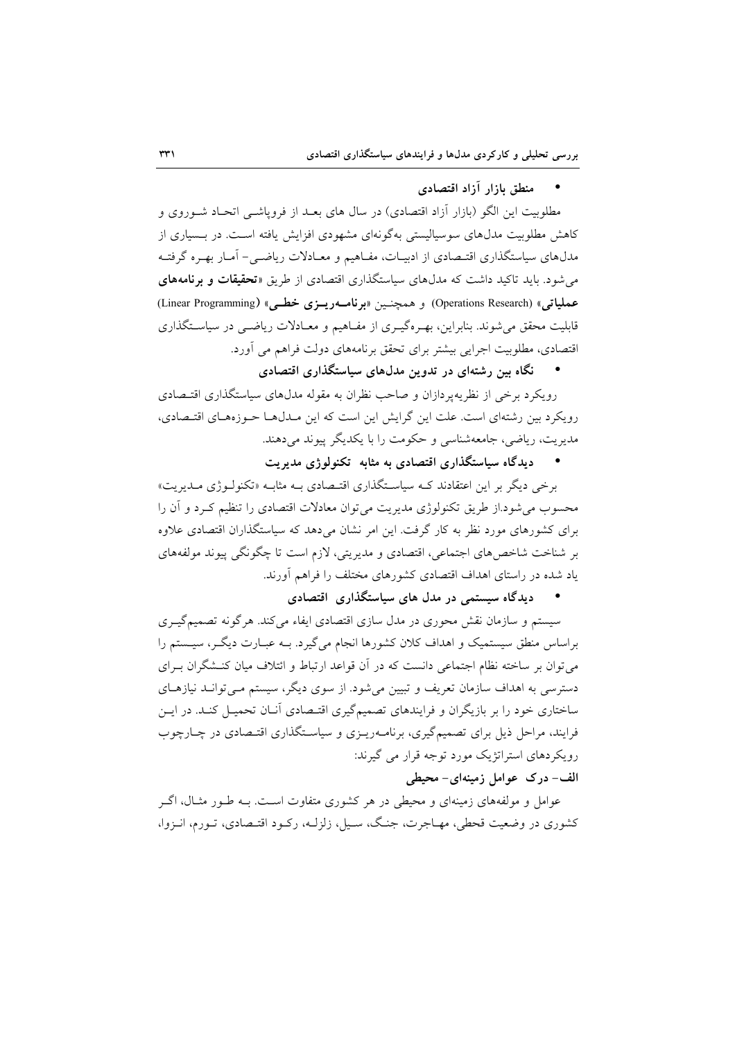- **منطق بازار آزاد اقتصادی**

مطلوبیت این الگو (بازار آزاد اقتصادی) در سال های بعد از فروپاشی اتحاد شوروی و کاهش مطلوبیت مدل‌های سوسیالیستی به‌گونه‌ای مشهودی افزایش یافته است. در بسیاری از مدل‌های سیاستگذاری اقتصادی از ادبیات، مفاهیم و معادلات ریاضی- آمار بهره گرفته می‌شود. باید تاکید داشت که مدل‌های سیاستگذاری اقتصادی از طریق «**تحقیقات و برنامه‌های عملیاتی**» (Operations Research) و همچنین «**برنامه‌ریزی خطی**» (Linear Programming) قابلیت محقق می‌شوند. بنابراین، بهره‌گیری از مفاهیم و معادلات ریاضی در سیاستگذاری اقتصادی، مطلوبیت اجرایی بیشتر برای تحقق برنامه‌های دولت فراهم می آورد.

- **نگاه بین رشته‌ای در تدوین مدل‌های سیاستگذاری اقتصادی**

رویکرد برخی از نظریه‌پردازان و صاحب نظران به مقوله مدل‌های سیاستگذاری اقتصادی رویکرد بین رشته‌ای است. علت این گرایش این است که این مدل‌ها حوزه‌های اقتصادی، مدیریت، ریاضی، جامعه‌شناسی و حکومت را با یکدیگر پیوند می‌دهند.

- **دیدگاه سیاستگذاری اقتصادی به مثابه تکنولوژی مدیریت**

برخی دیگر بر این اعتقادند که سیاستگذاری اقتصادی به مثابه «تکنولوژی مدیریت» محسوب می‌شود.از طریق تکنولوژی مدیریت می‌توان معادلات اقتصادی را تنظیم کرد و آن را برای کشورهای مورد نظر به کار گرفت. این امر نشان می‌دهد که سیاستگذاران اقتصادی علاوه بر شناخت شاخص‌های اجتماعی، اقتصادی و مدیریتی، لازم است تا چگونگی پیوند مولفه‌های یاد شده در راستای اهداف اقتصادی کشورهای مختلف را فراهم آورند.

- **دیدگاه سیستمی در مدل های سیاستگذاری اقتصادی**

سیستم و سازمان نقش محوری در مدل سازی اقتصادی ایفاء می‌کند. هرگونه تصمیم‌گیری براساس منطق سیستمیک و اهداف کلان کشورها انجام می‌گیرد. به عبارت دیگر، سیستم را می‌توان بر ساخته نظام اجتماعی دانست که در آن قواعد ارتباط و ائتلاف میان کنشگران برای دسترسی به اهداف سازمان تعریف و تبیین می‌شود. از سوی دیگر، سیستم می‌تواند نیازهای ساختاری خود را بر بازیگران و فرایندهای تصمیم‌گیری اقتصادی آنان تحمیل کند. در این فرایند، مراحل ذیل برای تصمیم‌گیری، برنامه‌ریزی و سیاستگذاری اقتصادی در چارچوب رویکردهای استراتژیک مورد توجه قرار می گیرند:

**الف- درک عوامل زمینه‌ای- محیطی**

عوامل و مولفه‌های زمینه‌ای و محیطی در هر کشوری متفاوت است. به طور مثال، اگر کشوری در وضعیت قحطی، مهاجرت، جنگ، سیل، زلزله، رکود اقتصادی، تورم، انزوا،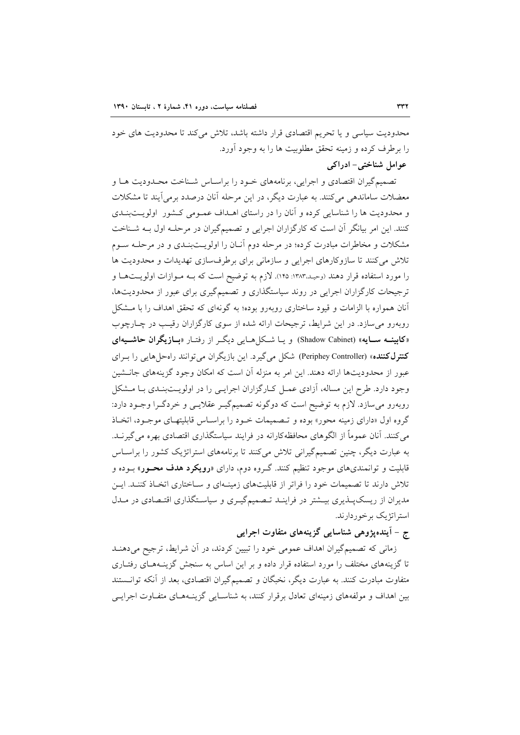محدودیت سیاسی و یا تحریم اقتصادی قرار داشته باشد، تلاش می‌کند تا محدودیت های خود را برطرف کرده و زمینه تحقق مطلوبیت ها را به وجود آورد.

**عوامل شناختی- ادراکی**

تصمیم‌گیران اقتصادی و اجرایی، برنامه‌های خود را براساس شناخت محدودیت ها و معضلات ساماندهی می‌کنند. به عبارت دیگر، در این مرحله آنان درصدد برمی‌آیند تا مشکلات و محدودیت ها را شناسایی کرده و آنان را در راستای اهداف عمومی کشور اولویت‌بندی کنند. این امر بیانگر آن است که کارگزاران اجرایی و تصمیم‌گیران در مرحله اول به شناخت مشکلات و مخاطرات مبادرت کرده؛ در مرحله دوم آنان را اولویت‌بندی و در مرحله سوم تلاش می‌کنند تا سازوکارهای اجرایی و سازمانی برای برطرف‌سازی تهدیدات و محدودیت ها را مورد استفاده قرار دهند (وحید،۱۳۸۳: ۱۴۵). لازم به توضیح است که به موازات اولویت‌ها و ترجیحات کارگزاران اجرایی در روند سیاستگذاری و تصمیم‌گیری برای عبور از محدودیت‌ها، آنان همواره با الزامات و قیود ساختاری روبه‌رو بوده؛ به گونه‌ای که تحقق اهداف را با مشکل روبه‌رو می‌سازد. در این شرایط، ترجیحات ارائه شده از سوی کارگزاران رقیب در چارچوب **«کابینه سایه»** (Shadow Cabinet) و یا شکل‌هایی دیگر از رفتار **«بازیگران حاشیه‌ای کنترل‌کننده»** (Periphey Controller) شکل می‌گیرد. این بازیگران می‌توانند راه‌حل‌هایی را برای عبور از محدودیت‌ها ارائه دهند. این امر به منزله آن است که امکان وجود گزینه‌های جانشین وجود دارد. طرح این مساله، آزادی عمل کارگزاران اجرایی را در اولویت‌بندی با مشکل روبه‌رو می‌سازد. لازم به توضیح است که دوگونه تصمیم‌گیر عقلایی و خردگرا وجود دارد: گروه اول «دارای زمینه محور» بوده و تصمیمات خود را براساس قابلیتهای موجود، اتخاذ می‌کنند. آنان عموماً از الگوهای محافظه‌کارانه در فرایند سیاستگذاری اقتصادی بهره می‌گیرند. به عبارت دیگر، چنین تصمیم‌گیرانی تلاش می‌کنند تا برنامه‌های استراتژیک کشور را براساس قابلیت و توانمندی‌های موجود تنظیم کنند. گروه دوم، دارای **«رویکرد هدف محور»** بوده و تلاش دارند تا تصمیمات خود را فراتر از قابلیت‌های زمینه‌ای و ساختاری اتخاذ کنند. این مدیران از ریسک‌پذیری بیشتر در فرایند تصمیم‌گیری و سیاستگذاری اقتصادی در مدل استراتژیک برخوردارند.

### ج - آینده‌پژوهی شناسایی گزینه‌های متفاوت اجرایی

زمانی که تصمیم‌گیران اهداف عمومی خود را تبیین کردند، در آن شرایط، ترجیح می‌دهند تا گزینه‌های مختلف را مورد استفاده قرار داده و بر این اساس به سنجش گزینه‌های رفتاری متفاوت مبادرت کنند. به عبارت دیگر، نخبگان و تصمیم‌گیران اقتصادی، بعد از آنکه توانستند بین اهداف و مولفه‌های زمینه‌ای تعادل برقرار کنند، به شناسایی گزینه‌های متفاوت اجرایی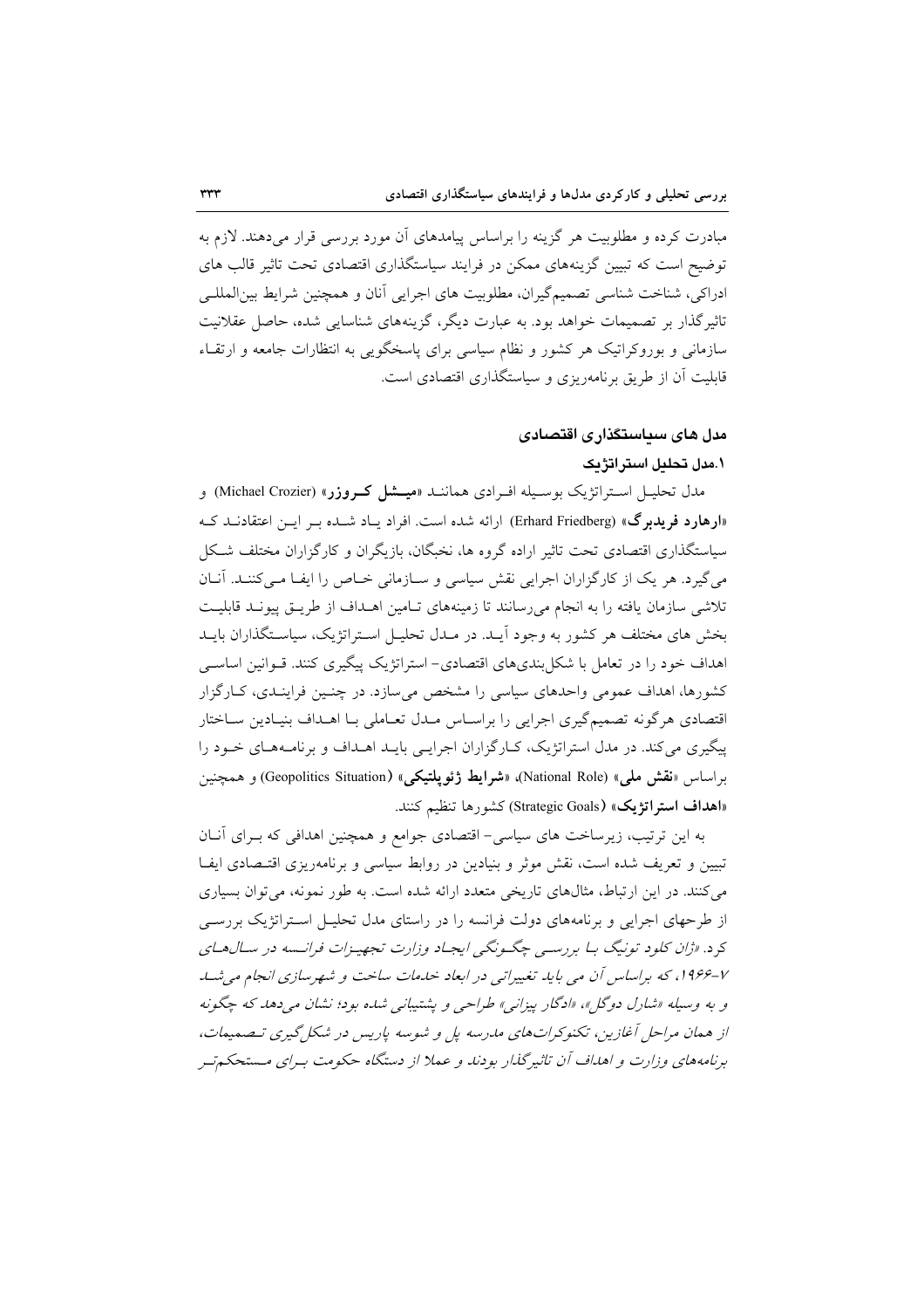مبادرت کرده و مطلوبیت هر گزینه را براساس پیامدهای آن مورد بررسی قرار می‌دهند. لازم به توضیح است که تبیین گزینه‌های ممکن در فرایند سیاستگذاری اقتصادی تحت تاثیر قالب های ادراکی، شناخت شناسی تصمیم‌گیران، مطلوبیت های اجرایی آنان و همچنین شرایط بین‌المللی تاثیرگذار بر تصمیمات خواهد بود. به عبارت دیگر، گزینه‌های شناسایی شده، حاصل عقلانیت سازمانی و بوروکراتیک هر کشور و نظام سیاسی برای پاسخگویی به انتظارات جامعه و ارتقاء قابلیت آن از طریق برنامه‌ریزی و سیاستگذاری اقتصادی است.

## مدل های سیاستگذاری اقتصادی

### ۱.مدل تحلیل استراتژیک

مدل تحلیل استراتژیک بوسیله افرادی همانند «**میشل کروزر**» (Michael Crozier) و «**ارهارد فریدبرگ**» (Erhard Friedberg) ارائه شده است. افراد یاد شده بر این اعتقادند که سیاستگذاری اقتصادی تحت تاثیر اراده گروه ها، نخبگان، بازیگران و کارگزاران مختلف شکل می‌گیرد. هر یک از کارگزاران اجرایی نقش سیاسی و سازمانی خاص را ایفا می‌کنند. آنان تلاشی سازمان یافته را به انجام می‌رسانند تا زمینه‌های تامین اهداف از طریق پیوند قابلیت بخش های مختلف هر کشور به وجود آید. در مدل تحلیل استراتژیک، سیاستگذاران باید اهداف خود را در تعامل با شکل‌بندی‌های اقتصادی- استراتژیک پیگیری کنند. قوانین اساسی کشورها، اهداف عمومی واحدهای سیاسی را مشخص می‌سازد. در چنین فرایندی، کارگزار اقتصادی هرگونه تصمیم‌گیری اجرایی را براساس مدل تعاملی با اهداف بنیادین ساختار پیگیری می‌کند. در مدل استراتژیک، کارگزاران اجرایی باید اهداف و برنامه‌های خود را براساس «**نقش ملی**» (National Role)، «**شرایط ژئوپلتیکی**» (Geopolitics Situation) و همچنین «**اهداف استراتژیک**» (Strategic Goals) کشورها تنظیم کنند.

به این ترتیب، زیرساخت های سیاسی- اقتصادی جوامع و همچنین اهدافی که برای آنان تبیین و تعریف شده است، نقش موثر و بنیادین در روابط سیاسی و برنامه‌ریزی اقتصادی ایفا می‌کنند. در این ارتباط، مثال‌های تاریخی متعدد ارائه شده است. به طور نمونه، می‌توان بسیاری از طرحهای اجرایی و برنامه‌های دولت فرانسه را در راستای مدل تحلیل استراتژیک بررسی کرد. *«ژان کلود تونیگ با بررسی چگونگی ایجاد وزارت تجهیزات فرانسه در سال‌های ۷-۱۹۶۶، که براساس آن می باید تغییراتی در ابعاد خدمات ساخت و شهرسازی انجام می‌شد و به وسیله «شارل دوگل»، «ادگار پیزانی» طراحی و پشتیبانی شده بود؛ نشان می‌دهد که چگونه از همان مراحل آغازین، تکنوکرات‌های مدرسه پل و شوسه پاریس در شکل‌گیری تصمیمات، برنامه‌های وزارت و اهداف آن تاثیرگذار بودند و عملا از دستگاه حکومت برای مستحکم‌تر*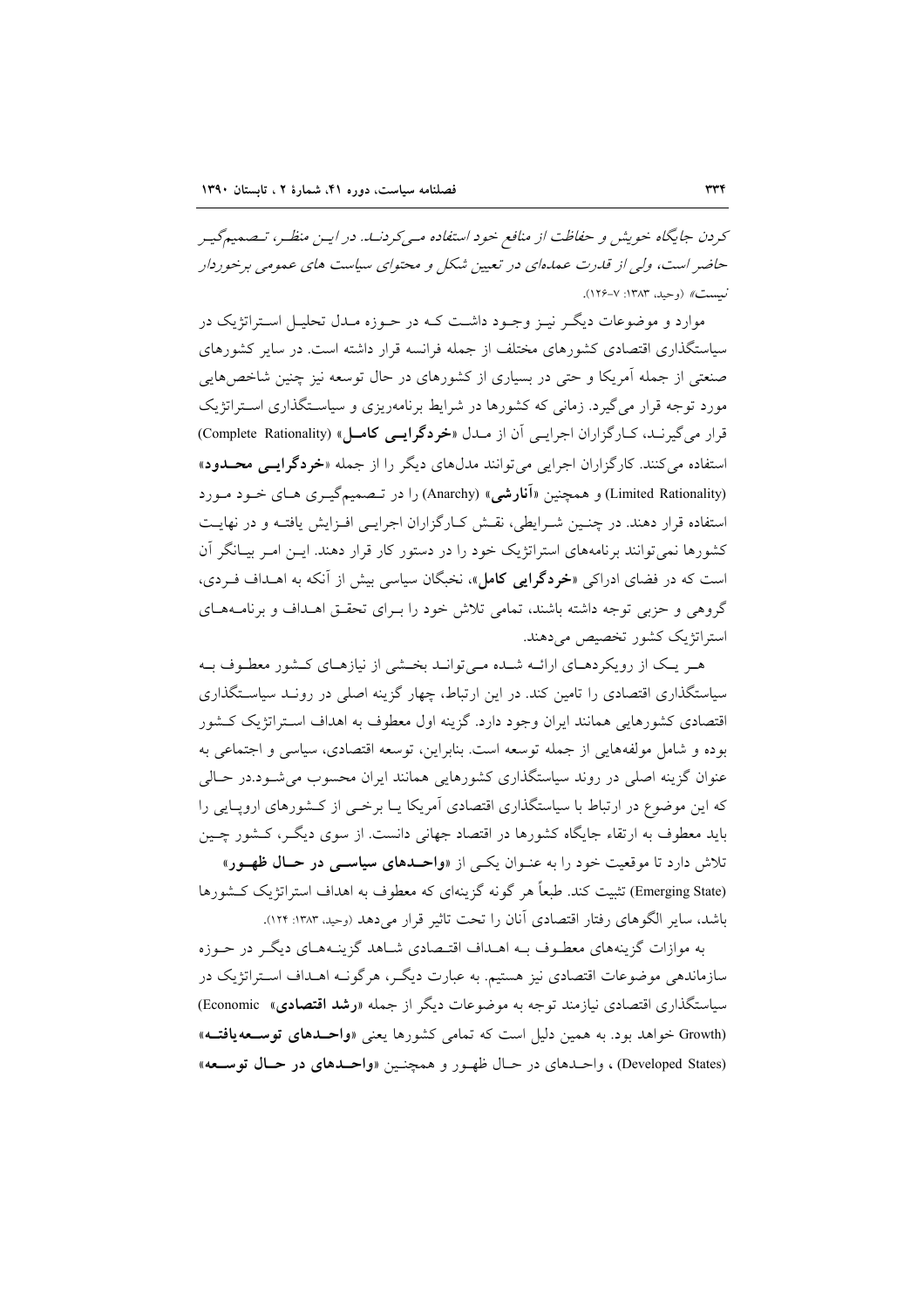*کردن جایگاه خویش و حفاظت از منافع خود استفاده می‌کردند. در این منظر، تصمیم‌گیر حاضر است، ولی از قدرت عمده‌ای در تعیین شکل و محتوای سیاست های عمومی برخوردار نیست»* (وحید، ۱۳۸۳: ۷-۱۲۶).

موارد و موضوعات دیگر نیز وجود داشت که در حوزه مدل تحلیل استراتژیک در سیاستگذاری اقتصادی کشورهای مختلف از جمله فرانسه قرار داشته است. در سایر کشورهای صنعتی از جمله آمریکا و حتی در بسیاری از کشورهای در حال توسعه نیز چنین شاخص‌هایی مورد توجه قرار می‌گیرد. زمانی که کشورها در شرایط برنامه‌ریزی و سیاستگذاری استراتژیک قرار می‌گیرند، کارگزاران اجرایی آن از مدل «**خردگرایی کامل**» (Complete Rationality) استفاده می‌کنند. کارگزاران اجرایی می‌توانند مدل‌های دیگر را از جمله «**خردگرایی محدود**» (Limited Rationality) و همچنین «**آنارشی**» (Anarchy) را در تصمیم‌گیری های خود مورد استفاده قرار دهند. در چنین شرایطی، نقش کارگزاران اجرایی افزایش یافته و در نهایت کشورها نمی‌توانند برنامه‌های استراتژیک خود را در دستور کار قرار دهند. این امر بیانگر آن است که در فضای ادراکی «**خردگرایی کامل**»، نخبگان سیاسی بیش از آنکه به اهداف فردی، گروهی و حزبی توجه داشته باشند، تمامی تلاش خود را برای تحقق اهداف و برنامه‌های استراتژیک کشور تخصیص می‌دهند.

هر یک از رویکردهای ارائه شده می‌تواند بخشی از نیازهای کشور معطوف به سیاستگذاری اقتصادی را تامین کند. در این ارتباط، چهار گزینه اصلی در روند سیاستگذاری اقتصادی کشورهایی همانند ایران وجود دارد. گزینه اول معطوف به اهداف استراتژیک کشور بوده و شامل مولفه‌هایی از جمله توسعه است. بنابراین، توسعه اقتصادی، سیاسی و اجتماعی به عنوان گزینه اصلی در روند سیاستگذاری کشورهایی همانند ایران محسوب می‌شود.در حالی که این موضوع در ارتباط با سیاستگذاری اقتصادی آمریکا یا برخی از کشورهای اروپایی را باید معطوف به ارتقاء جایگاه کشورها در اقتصاد جهانی دانست. از سوی دیگر، کشور چین تلاش دارد تا موقعیت خود را به عنوان یکی از «**واحدهای سیاسی در حال ظهور**» (Emerging State) تثبیت کند. طبعاً هر گونه گزینه‌ای که معطوف به اهداف استراتژیک کشورها باشد، سایر الگوهای رفتار اقتصادی آنان را تحت تاثیر قرار می‌دهد (وحید، ۱۳۸۳: ۱۲۴).

به موازات گزینه‌های معطوف به اهداف اقتصادی شاهد گزینه‌های دیگر در حوزه سازماندهی موضوعات اقتصادی نیز هستیم. به عبارت دیگر، هرگونه اهداف استراتژیک در سیاستگذاری اقتصادی نیازمند توجه به موضوعات دیگر از جمله «**رشد اقتصادی**» (Economic Growth) خواهد بود. به همین دلیل است که تمامی کشورها یعنی «**واحدهای توسعه‌یافته**» (Developed States) ، واحدهای در حال ظهور و همچنین «**واحدهای در حال توسعه**»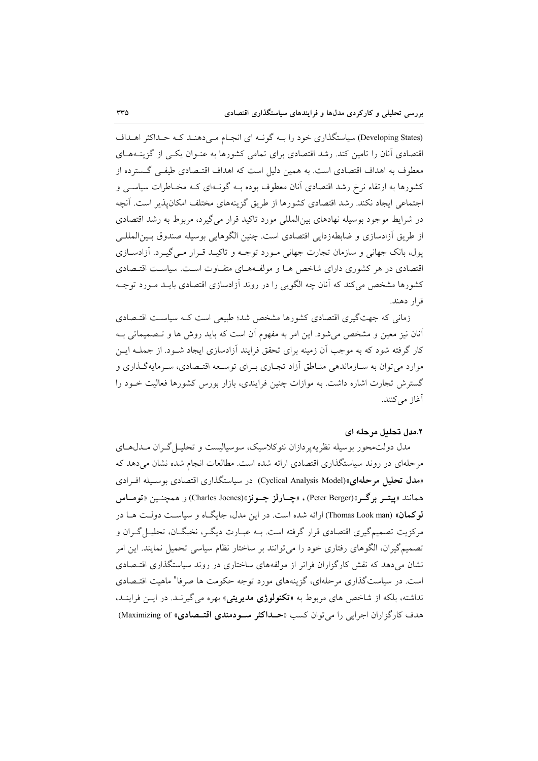(Developing States) سیاستگذاری خود را بـه گونـه ای انجـام مـی‌دهنـد کـه حـداکثر اهـداف اقتصادی آنان را تامین کند. رشد اقتصادی برای تمامی کشورها به عنـوان یکـی از گزینـه‌هـای معطوف به اهداف اقتصادی است. به همین دلیل است که اهداف اقتـصادی طیفـی گـسترده از کشورها به ارتقاء نرخ رشد اقتصادی آنان معطوف بوده بـه گونـه‌ای کـه مخـاطرات سیاسـی و اجتماعی ایجاد نکند. رشد اقتصادی کشورها از طریق گزینه‌های مختلف امکان‌پذیر است. آنچه در شرایط موجود بوسیله نهادهای بین‌المللی مورد تاکید قرار می‌گیرد، مربوط به رشد اقتصادی از طریق آزادسازی و ضابطه‌زدایی اقتصادی است. چنین الگوهایی بوسیله صندوق بـین‌المللـی پول، بانک جهانی و سازمان تجارت جهانی مـورد توجـه و تاکیـد قـرار مـی‌گیـرد. آزادسـازی اقتصادی در هر کشوری دارای شاخص هـا و مولفـه‌هـای متفـاوت اسـت. سیاسـت اقتـصادی کشورها مشخص می‌کند که آنان چه الگویی را در روند آزادسازی اقتصادی بایـد مـورد توجـه قرار دهند.

زمانی که جهت‌گیری اقتصادی کشورها مشخص شد؛ طبیعی است کـه سیاسـت اقتـصادی آنان نیز معین و مشخص می‌شود. این امر به مفهوم آن است که باید روش ها و تـصمیماتی بـه کار گرفته شود که به موجب آن زمینه برای تحقق فرایند آزادسازی ایجاد شـود. از جملـه ایـن موارد می‌توان به سـازماندهی منـاطق آزاد تجـاری بـرای توسـعه اقتـصادی، سـرمایه‌گـذاری و گسترش تجارت اشاره داشت. به موازات چنین فرایندی، بازار بورس کشورها فعالیت خـود را آغاز می‌کنند.

## ۲.مدل تحلیل مرحله ای

مدل دولت‌محور بوسیله نظریه‌پردازان نئوکلاسیک، سوسیالیست و تحلیـل‌گـران مـدل‌هـای مرحله‌ای در روند سیاستگذاری اقتصادی ارائه شده است. مطالعات انجام شده نشان می‌دهد که «**مدل تحلیل مرحله‌ای**»(Cyclical Analysis Model) در سیاستگذاری اقتصادی بوسـیله افـرادی همانند «**پیتـر برگـر**»(Peter Berger) ، «**چـارلز جـونز**»(Charles Joenes) و همچنـین «**تومـاس لوکمان**» (Thomas Look man) ارائه شده است. در این مدل، جایگـاه و سیاسـت دولـت هـا در مرکزیت تصمیم‌گیری اقتصادی قرار گرفته است. بـه عبـارت دیگـر، نخبگـان، تحلیـل‌گـران و تصمیم‌گیران، الگوهای رفتاری خود را می‌توانند بر ساختار نظام سیاسی تحمیل نمایند. این امر نشان می‌دهد که نقش کارگزاران فراتر از مولفه‌های ساختاری در روند سیاستگذاری اقتـصادی است. در سیاست‌گذاری مرحله‌ای، گزینه‌های مورد توجه حکومت ها صرفا" ماهیت اقتـصادی نداشته، بلکه از شاخص های مربوط به «**تکنولوژی مدیریتی**» بهره می‌گیرنـد. در ایـن فراینـد، هدف کارگزاران اجرایی را می‌توان کسب «**حـداکثر سـودمندی اقتـصادی**» (Maximizing of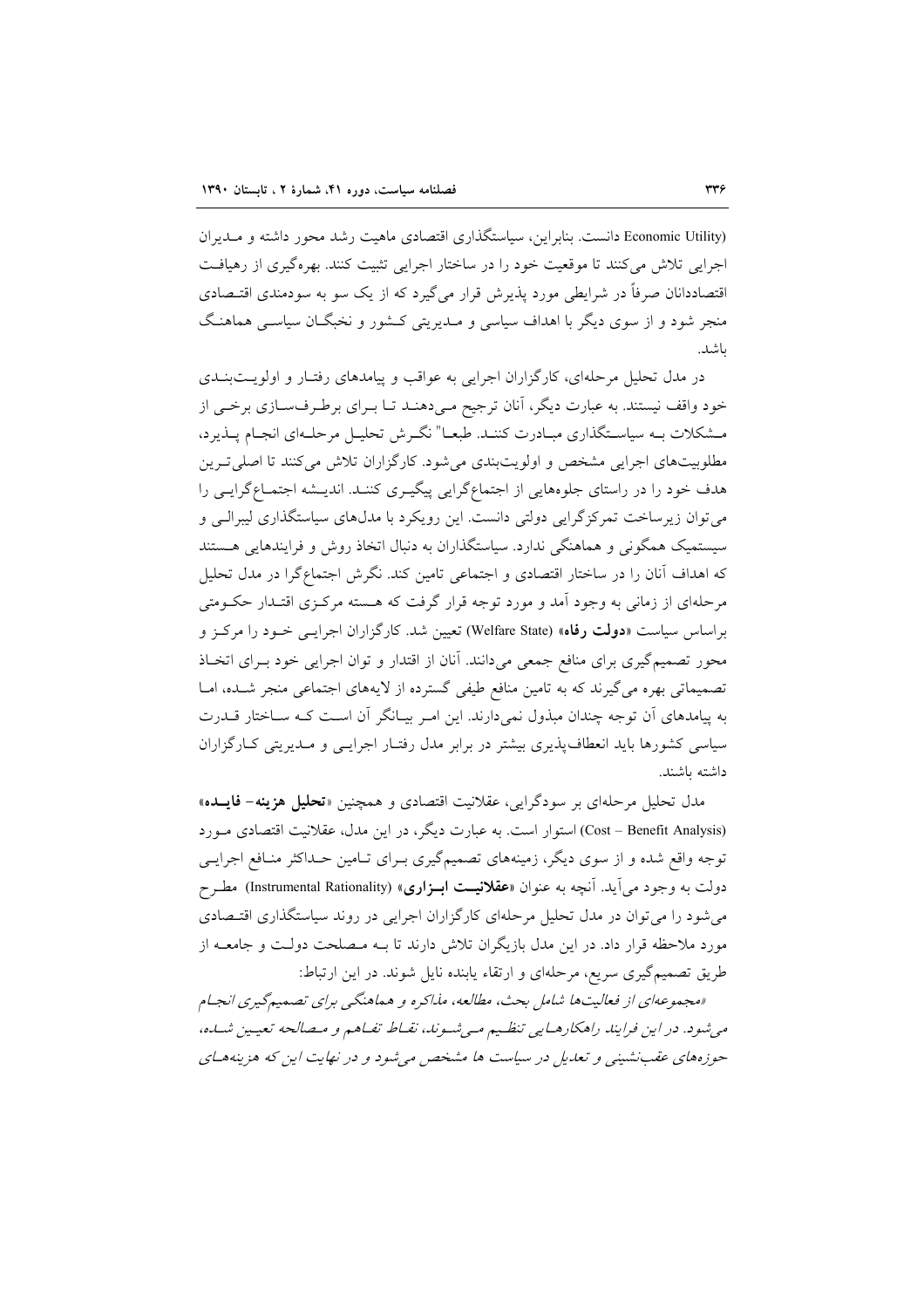(Economic Utility) دانست. بنابراین، سیاستگذاری اقتصادی ماهیت رشد محور داشته و مـدیران اجرایی تلاش می‌کنند تا موقعیت خود را در ساختار اجرایی تثبیت کنند. بهره‌گیری از رهیافت اقتصاددانان صرفاً در شرایطی مورد پذیرش قرار می‌گیرد که از یک سو به سودمندی اقتـصادی منجر شود و از سوی دیگر با اهداف سیاسی و مـدیریتی کـشور و نخبگـان سیاسـی هماهنـگ باشد.

در مدل تحلیل مرحله‌ای، کارگزاران اجرایی به عواقب و پیامدهای رفتـار و اولویـت‌بنـدی خود واقف نیستند. به عبارت دیگر، آنان ترجیح مـی‌دهنـد تـا بـرای برطـرف‌سـازی برخـی از مـشکلات بـه سیاسـتگذاری مبـادرت کننـد. طبعـا" نگـرش تحلیـل مرحلـه‌ای انجـام پـذیرد، مطلوبیت‌های اجرایی مشخص و اولویت‌بندی می‌شود. کارگزاران تلاش می‌کنند تا اصلی‌تـرین هدف خود را در راستای جلوه‌هایی از اجتماع‌گرایی پیگیـری کننـد. اندیـشه اجتمـاع‌گرایـی را می‌توان زیرساخت تمرکزگرایی دولتی دانست. این رویکرد با مدل‌های سیاستگذاری لیبرالـی و سیستمیک همگونی و هماهنگی ندارد. سیاستگذاران به دنبال اتخاذ روش و فرایندهایی هـستند که اهداف آنان را در ساختار اقتصادی و اجتماعی تامین کند. نگرش اجتماع‌گرا در مدل تحلیل مرحله‌ای از زمانی به وجود آمد و مورد توجه قرار گرفت که هـسته مرکـزی اقتـدار حکـومتی براساس سیاست «**دولت رفاه**» (Welfare State) تعیین شد. کارگزاران اجرایـی خـود را مرکـز و محور تصمیم‌گیری برای منافع جمعی می‌دانند. آنان از اقتدار و توان اجرایی خود بـرای اتخـاذ تصمیماتی بهره می‌گیرند که به تامین منافع طیفی گسترده از لایه‌های اجتماعی منجر شـده، امـا به پیامدهای آن توجه چندان مبذول نمی‌دارند. این امـر بیـانگر آن اسـت کـه سـاختار قـدرت سیاسی کشورها باید انعطاف‌پذیری بیشتر در برابر مدل رفتـار اجرایـی و مـدیریتی کـارگزاران داشته باشند.

مدل تحلیل مرحله‌ای بر سودگرایی، عقلانیت اقتصادی و همچنین «**تحلیل هزینه- فایـده**» (Cost – Benefit Analysis) استوار است. به عبارت دیگر، در این مدل، عقلانیت اقتصادی مـورد توجه واقع شده و از سوی دیگر، زمینه‌های تصمیم‌گیری بـرای تـامین حـداکثر منـافع اجرایـی دولت به وجود می‌آید. آنچه به عنوان «**عقلانیـت ابـزاری**» (Instrumental Rationality) مطـرح می‌شود را می‌توان در مدل تحلیل مرحله‌ای کارگزاران اجرایی در روند سیاستگذاری اقتـصادی مورد ملاحظه قرار داد. در این مدل بازیگران تلاش دارند تا بـه مـصلحت دولـت و جامعـه از طریق تصمیم‌گیری سریع، مرحله‌ای و ارتقاء یابنده نایل شوند. در این ارتباط:

*«مجموعه‌ای از فعالیت‌ها شامل بحث، مطالعه، مذاکره و هماهنگی برای تصمیم‌گیری انجـام می‌شود. در این فرایند راهکارهـایی تنظـیم مـی‌شـوند، نقـاط تفـاهم و مـصالحه تعیـین شـده، حوزه‌های عقب‌نشینی و تعدیل در سیاست ها مشخص می‌شود و در نهایت این که هزینه‌هـای*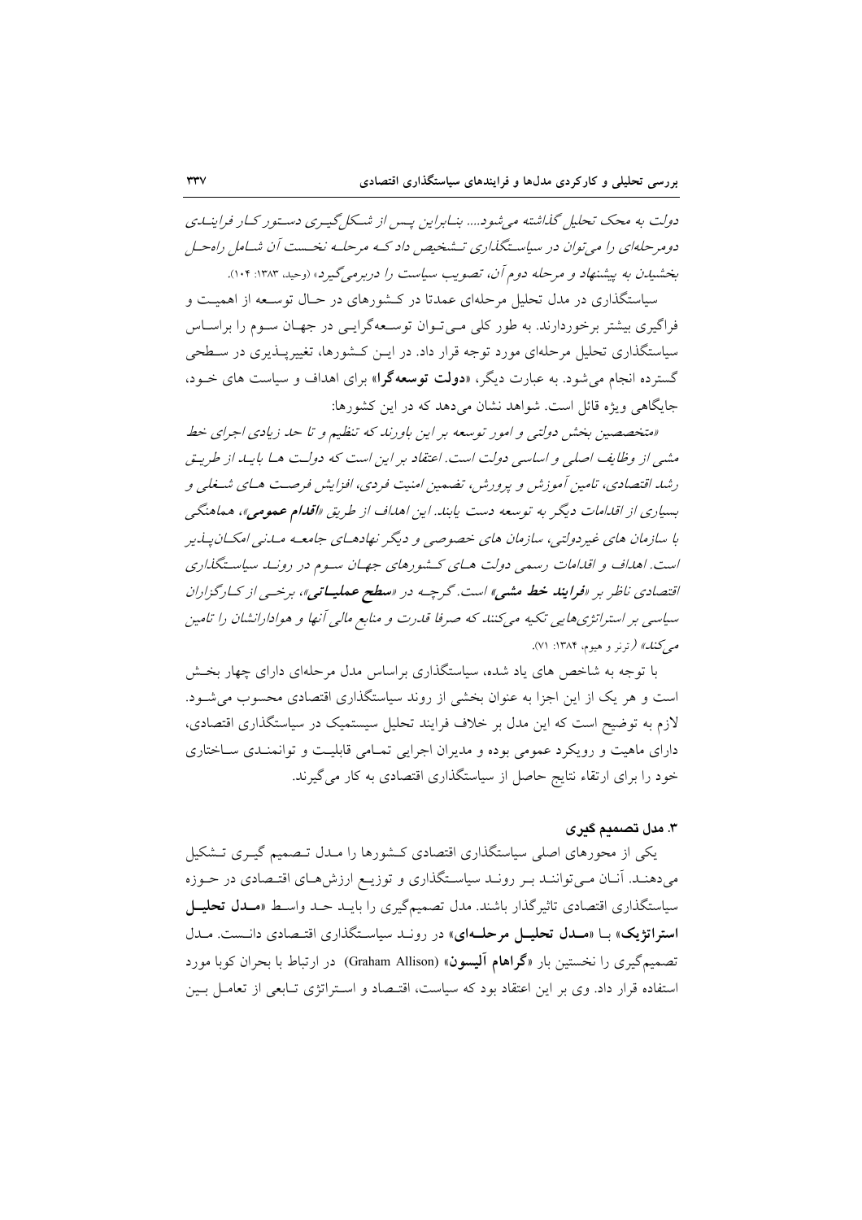*دولت به محک تحلیل گذاشته می‌شود.... بنابراین پس از شکل‌گیری دستور کار فرایندی دومرحله‌ای را می‌توان در سیاستگذاری تشخیص داد که مرحله نخست آن شامل راه‌حل بخشیدن به پیشنهاد و مرحله دوم آن، تصویب سیاست را دربرمی‌گیرد»* (وحید، ۱۳۸۳: ۱۰۴).

سیاستگذاری در مدل تحلیل مرحله‌ای عمدتا در کشورهای در حال توسعه از اهمیت و فراگیری بیشتر برخوردارند. به طور کلی می‌توان توسعه‌گرایی در جهان سوم را براساس سیاستگذاری تحلیل مرحله‌ای مورد توجه قرار داد. در این کشورها، تغییرپذیری در سطحی گسترده انجام می‌شود. به عبارت دیگر، «**دولت توسعه‌گرا**» برای اهداف و سیاست های خود، جایگاهی ویژه قائل است. شواهد نشان می‌دهد که در این کشورها:

*«متخصصین بخش دولتی و امور توسعه بر این باورند که تنظیم و تا حد زیادی اجرای خط مشی از وظایف اصلی و اساسی دولت است. اعتقاد بر این است که دولت ها باید از طریق رشد اقتصادی، تامین آموزش و پرورش، تضمین امنیت فردی، افزایش فرصت های شغلی و بسیاری از اقدامات دیگر به توسعه دست یابند. این اهداف از طریق «**اقدام عمومی**»، هماهنگی با سازمان های غیردولتی، سازمان های خصوصی و دیگر نهادهای جامعه مدنی امکان‌پذیر است. اهداف و اقدامات رسمی دولت های کشورهای جهان سوم در روند سیاستگذاری اقتصادی ناظر بر «**فرایند خط مشی**» است. گرچه در «**سطح عملیاتی**»، برخی از کارگزاران سیاسی بر استراتژی‌هایی تکیه می‌کنند که صرفا قدرت و منابع مالی آنها و هوادارانشان را تامین می‌کند»* (ترنر و هیوم، ۱۳۸۴: ۷۱).

با توجه به شاخص های یاد شده، سیاستگذاری براساس مدل مرحله‌ای دارای چهار بخش است و هر یک از این اجزا به عنوان بخشی از روند سیاستگذاری اقتصادی محسوب می‌شود. لازم به توضیح است که این مدل بر خلاف فرایند تحلیل سیستمیک در سیاستگذاری اقتصادی، دارای ماهیت و رویکرد عمومی بوده و مدیران اجرایی تمامی قابلیت و توانمندی ساختاری خود را برای ارتقاء نتایج حاصل از سیاستگذاری اقتصادی به کار می‌گیرند.

### ۳. مدل تصمیم گیری

یکی از محورهای اصلی سیاستگذاری اقتصادی کشورها را مدل تصمیم گیری تشکیل می‌دهند. آنان می‌توانند بر روند سیاستگذاری و توزیع ارزش‌های اقتصادی در حوزه سیاستگذاری اقتصادی تاثیرگذار باشند. مدل تصمیم‌گیری را باید حد واسط «**مدل تحلیل استراتژیک**» با «**مدل تحلیل مرحله‌ای**» در روند سیاستگذاری اقتصادی دانست. مدل تصمیم‌گیری را نخستین بار «**گراهام آلیسون**» (Graham Allison) در ارتباط با بحران کوبا مورد استفاده قرار داد. وی بر این اعتقاد بود که سیاست، اقتصاد و استراتژی تابعی از تعامل بین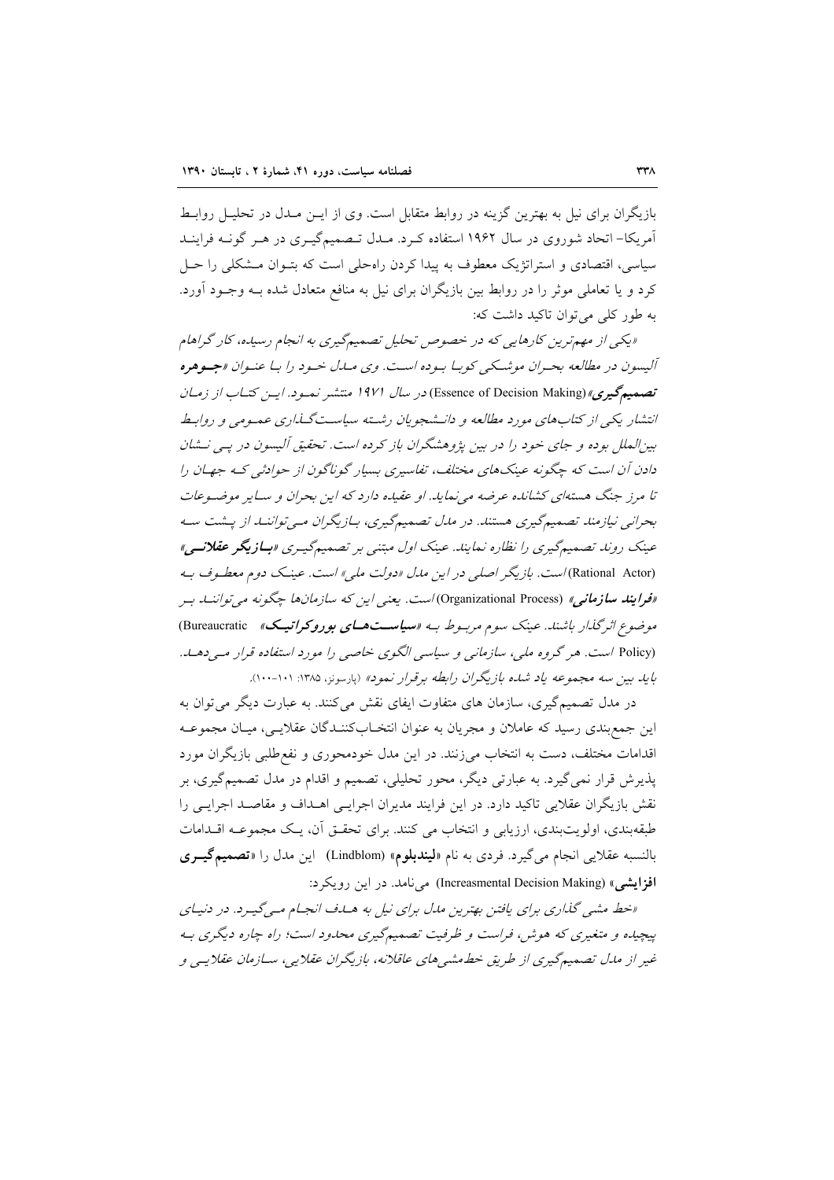بازیگران برای نیل به بهترین گزینه در روابط متقابل است. وی از این مدل در تحلیل روابط آمریکا- اتحاد شوروی در سال ۱۹۶۲ استفاده کرد. مدل تصمیم‌گیری در هر گونه فرایند سیاسی، اقتصادی و استراتژیک معطوف به پیدا کردن راه‌حلی است که بتوان مشکلی را حل کرد و یا تعاملی موثر را در روابط بین بازیگران برای نیل به منافع متعادل شده به وجود آورد. به طور کلی می‌توان تاکید داشت که:

*«یکی از مهم‌ترین کارهایی که در خصوص تحلیل تصمیم‌گیری به انجام رسیده، کارگراهام آلیسون در مطالعه بحران موشکی کوبا بوده است. وی مدل خود را با عنوان «**جوهره تصمیم‌گیری**» (Essence of Decision Making) در سال ۱۹۷۱ منتشر نمود. این کتاب از زمان انتشار یکی از کتاب‌های مورد مطالعه و دانشجویان رشته سیاست‌گذاری عمومی و روابط بین‌الملل بوده و جای خود را در بین پژوهشگران باز کرده است. تحقیق آلیسون در پی نشان دادن آن است که چگونه عینک‌های مختلف، تفاسیری بسیار گوناگون از حوادثی که جهان را تا مرز جنگ هسته‌ای کشانده عرضه می‌نماید. او عقیده دارد که این بحران و سایر موضوعات بحرانی نیازمند تصمیم‌گیری هستند. در مدل تصمیم‌گیری، بازیگران می‌توانند از پشت سه عینک روند تصمیم‌گیری را نظاره نمایند. عینک اول مبتنی بر تصمیم‌گیری «**بازیگر عقلانی**» (Rational Actor) است. بازیگر اصلی در این مدل «دولت ملی» است. عینک دوم معطوف به «**فرایند سازمانی**» (Organizational Process) است. یعنی این که سازمان‌ها چگونه می‌توانند بر موضوع اثرگذار باشند. عینک سوم مربوط به «**سیاست‌های بوروکراتیک**» (Bureaucratic Policy) است. هر گروه ملی، سازمانی و سیاسی الگوی خاصی را مورد استفاده قرار می‌دهد. باید بین سه مجموعه یاد شده بازیگران رابطه برقرار نمود»* (پارسونز، ۱۳۸۵: ۱۰۱-۱۰۰).

در مدل تصمیم‌گیری، سازمان های متفاوت ایفای نقش می‌کنند. به عبارت دیگر می‌توان به این جمع‌بندی رسید که عاملان و مجریان به عنوان انتخاب‌کنندگان عقلایی، میان مجموعه اقدامات مختلف، دست به انتخاب می‌زنند. در این مدل خودمحوری و نفع‌طلبی بازیگران مورد پذیرش قرار نمی‌گیرد. به عبارتی دیگر، محور تحلیلی، تصمیم و اقدام در مدل تصمیم‌گیری، بر نقش بازیگران عقلایی تاکید دارد. در این فرایند مدیران اجرایی اهداف و مقاصد اجرایی را طبقه‌بندی، اولویت‌بندی، ارزیابی و انتخاب می کنند. برای تحقق آن، یک مجموعه اقدامات بالنسبه عقلایی انجام می‌گیرد. فردی به نام «**لیندبلوم**» (Lindblom) این مدل را «**تصمیم‌گیری افزایشی**» (Increasmental Decision Making) می‌نامد. در این رویکرد:

*«خط مشی گذاری برای یافتن بهترین مدل برای نیل به هدف انجام می‌گیرد. در دنیای پیچیده و متغیری که هوش، فراست و ظرفیت تصمیم‌گیری محدود است؛ راه چاره دیگری به غیر از مدل تصمیم‌گیری از طریق خط‌مشی‌های عاقلانه، بازیگران عقلایی، سازمان عقلایی و*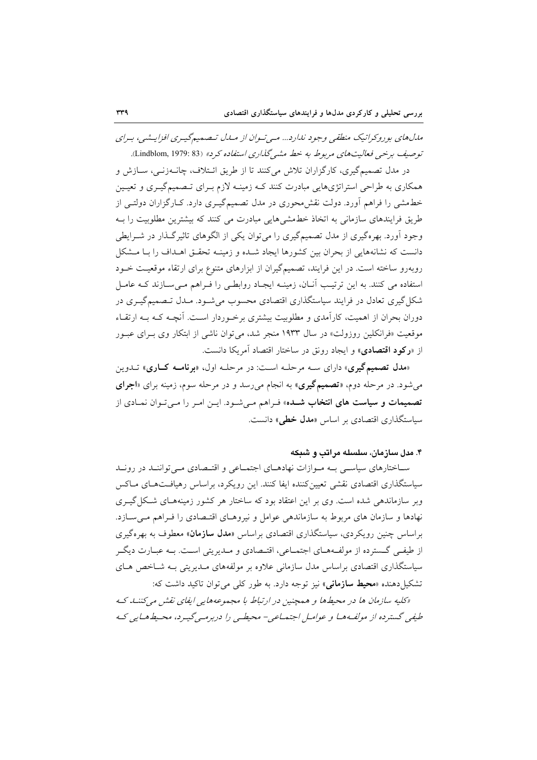*مدل‌های بوروکراتیک منطقی وجود ندارد... می‌توان از مدل تصمیم‌گیری افزایشی، برای توصیف برخی فعالیت‌های مربوط به خط مشی‌گذاری استفاده کرد»* (Lindblom, 1979: 83).

در مدل تصمیم‌گیری، کارگزاران تلاش می‌کنند تا از طریق ائتلاف، چانه‌زنی، سازش و همکاری به طراحی استراتژی‌هایی مبادرت کنند که زمینه لازم برای تصمیم‌گیری و تعیین خط‌مشی را فراهم آورد. دولت نقش‌محوری در مدل تصمیم‌گیری دارد. کارگزاران دولتی از طریق فرایندهای سازمانی به اتخاذ خط‌مشی‌هایی مبادرت می کنند که بیشترین مطلوبیت را به وجود آورد. بهره‌گیری از مدل تصمیم‌گیری را می‌توان یکی از الگوهای تاثیرگذار در شرایطی دانست که نشانه‌هایی از بحران بین کشورها ایجاد شده و زمینه تحقق اهداف را با مشکل روبه‌رو ساخته است. در این فرایند، تصمیم‌گیران از ابزارهای متنوع برای ارتقاء موقعیت خود استفاده می کنند. به این ترتیب آنان، زمینه ایجاد روابطی را فراهم می‌سازند که عامل شکل‌گیری تعادل در فرایند سیاستگذاری اقتصادی محسوب می‌شود. مدل تصمیم‌گیری در دوران بحران از اهمیت، کارآمدی و مطلوبیت بیشتری برخوردار است. آنچه که به ارتقاء موقعیت «فرانکلین روزولت» در سال ۱۹۳۳ منجر شد، می‌توان ناشی از ابتکار وی برای عبور از «**رکود اقتصادی**» و ایجاد رونق در ساختار اقتصاد آمریکا دانست.

«**مدل تصمیم‌گیری**» دارای سه مرحله است: در مرحله اول، «**برنامه کاری**» تدوین می‌شود. در مرحله دوم، «**تصمیم‌گیری**» به انجام می‌رسد و در مرحله سوم، زمینه برای «**اجرای تصمیمات و سیاست های انتخاب شده**» فراهم می‌شود. این امر را می‌توان نمادی از سیاستگذاری اقتصادی بر اساس «**مدل خطی**» دانست.

### ۴. مدل سازمان، سلسله مراتب و شبکه

ساختارهای سیاسی به موازات نهادهای اجتماعی و اقتصادی می‌توانند در روند سیاستگذاری اقتصادی نقشی تعیین‌کننده ایفا کنند. این رویکرد، براساس رهیافت‌های ماکس وبر سازماندهی شده است. وی بر این اعتقاد بود که ساختار هر کشور زمینه‌های شکل‌گیری نهادها و سازمان های مربوط به سازماندهی عوامل و نیروهای اقتصادی را فراهم می‌سازد. براساس چنین رویکردی، سیاستگذاری اقتصادی براساس «**مدل سازمان**» معطوف به بهره‌گیری از طیفی گسترده از مولفه‌های اجتماعی، اقتصادی و مدیریتی است. به عبارت دیگر سیاستگذاری اقتصادی براساس مدل سازمانی علاوه بر مولفه‌های مدیریتی به شاخص های تشکیل‌دهنده «**محیط سازمانی**» نیز توجه دارد. به طور کلی می‌توان تاکید داشت که:

*«کلیه سازمان ها در محیط‌ها و همچنین در ارتباط با مجموعه‌هایی ایفای نقش می‌کنند که طیفی گسترده از مولفه‌ها و عوامل اجتماعی- محیطی را دربرمی‌گیرد، محیط‌هایی که*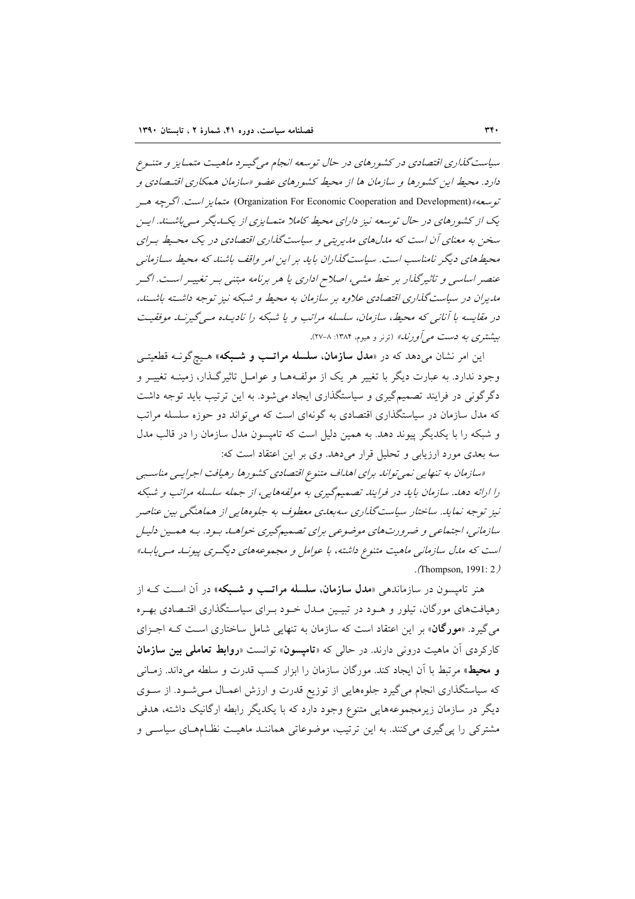*سیاست‌گذاری اقتصادی در کشورهای در حال توسعه انجام می‌گیرد ماهیت متمایز و متنوع دارد. محیط این کشورها و سازمان ها از محیط کشورهای عضو «سازمان همکاری اقتصادی و توسعه» (Organization For Economic Cooperation and Development) متمایز است. اگرچه هر یک از کشورهای در حال توسعه نیز دارای محیط کاملا متمایزی از یکدیگر می‌باشند. این سخن به معنای آن است که مدل‌های مدیریتی و سیاست‌گذاری اقتصادی در یک محیط برای محیط‌های دیگر نامناسب است. سیاست‌گذاران باید بر این امر واقف باشند که محیط سازمانی عنصر اساسی و تاثیرگذار بر خط مشی، اصلاح اداری یا هر برنامه مبتنی بر تغییر است. اگر مدیران در سیاست‌گذاری اقتصادی علاوه بر سازمان به محیط و شبکه نیز توجه داشته باشند، در مقایسه با آنانی که محیط، سازمان، سلسله مراتب و یا شبکه را نادیده می‌گیرند موفقیت بیشتری به دست می‌آورند»* (ترنر و هیوم، ۱۳۸۴: ۸-۲۷).

این امر نشان می‌دهد که در «**مدل سازمان، سلسله مراتب و شبکه**» هیچ‌گونه قطعیتی وجود ندارد. به عبارت دیگر با تغییر هر یک از مولفه‌ها و عوامل تاثیرگذار، زمینه تغییر و دگرگونی در فرایند تصمیم‌گیری و سیاستگذاری ایجاد می‌شود. به این ترتیب باید توجه داشت که مدل سازمان در سیاستگذاری اقتصادی به گونه‌ای است که می‌تواند دو حوزه سلسله مراتب و شبکه را با یکدیگر پیوند دهد. به همین دلیل است که تامپسون مدل سازمان را در قالب مدل سه بعدی مورد ارزیابی و تحلیل قرار می‌دهد. وی بر این اعتقاد است که:

*«سازمان به تنهایی نمی‌تواند برای اهداف متنوع اقتصادی کشورها رهیافت اجرایی مناسبی را ارائه دهد. سازمان باید در فرایند تصمیم‌گیری به مولفه‌هایی، از جمله سلسله مراتب و شبکه نیز توجه نماید. ساختار سیاست‌گذاری سه‌بعدی معطوف به جلوه‌هایی از هماهنگی بین عناصر سازمانی، اجتماعی و ضرورت‌های موضوعی برای تصمیم‌گیری خواهد بود. به همین دلیل است که مدل سازمانی ماهیت متنوع داشته، با عوامل و مجموعه‌های دیگری پیوند می‌یابد»* (Thompson, 1991: 2).

هنر تامپسون در سازماندهی «**مدل سازمان، سلسله مراتب و شبکه**» در آن است که از رهیافت‌های مورگان، تیلور و هود در تبیین مدل خود برای سیاستگذاری اقتصادی بهره می‌گیرد. «**مورگان**» بر این اعتقاد است که سازمان به تنهایی شامل ساختاری است که اجزای کارکردی آن ماهیت درونی دارند. در حالی که «**تامپسون**» توانست «**روابط تعاملی بین سازمان و محیط**» مرتبط با آن ایجاد کند. مورگان سازمان را ابزار کسب قدرت و سلطه می‌داند. زمانی که سیاستگذاری انجام می‌گیرد جلوه‌هایی از توزیع قدرت و ارزش اعمال می‌شود. از سوی دیگر در سازمان زیرمجموعه‌هایی متنوع وجود دارد که با یکدیگر رابطه ارگانیک داشته، هدفی مشترکی را پی‌گیری می‌کنند. به این ترتیب، موضوعاتی همانند ماهیت نظام‌های سیاسی و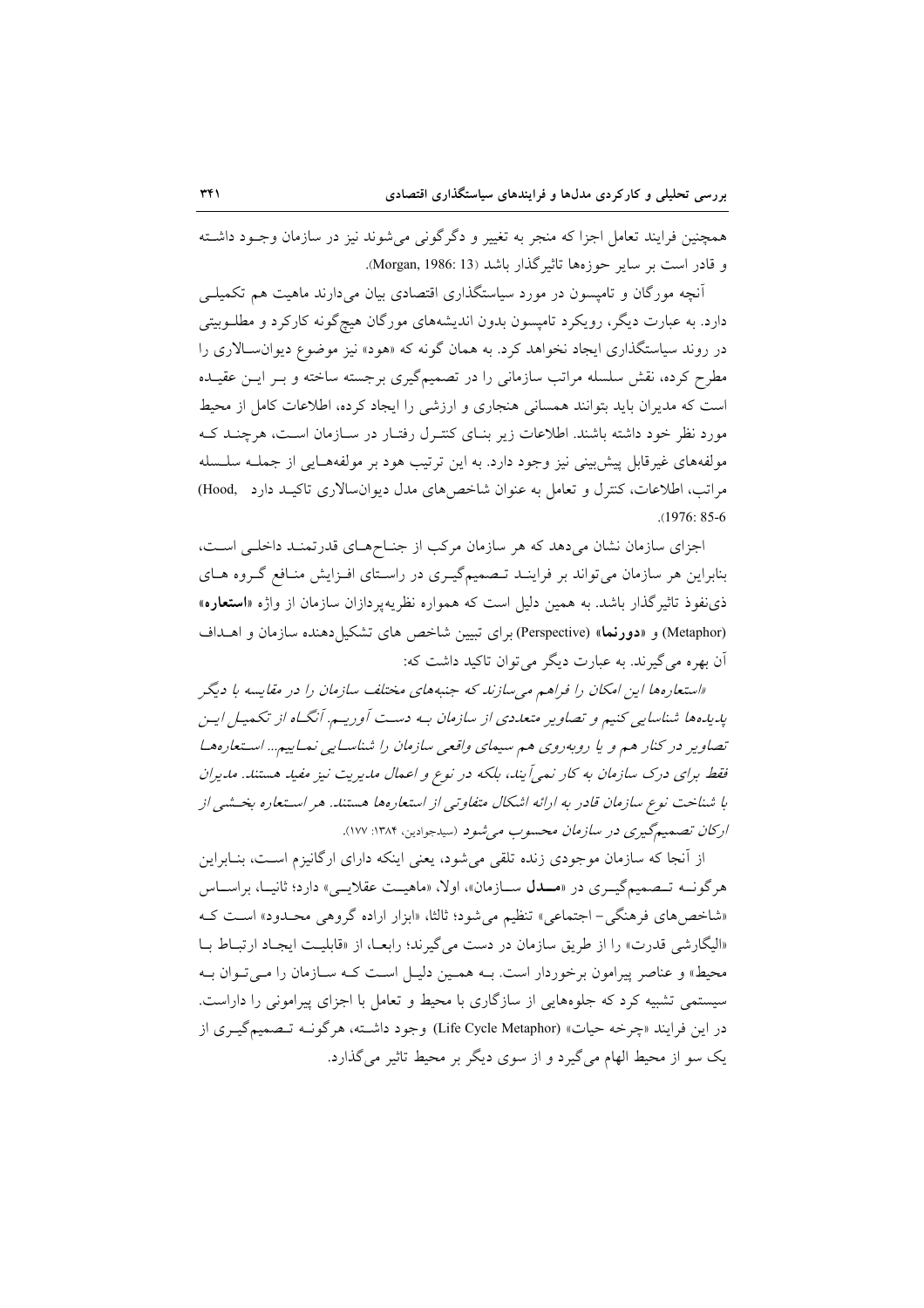همچنین فرایند تعامل اجزا که منجر به تغییر و دگرگونی می‌شوند نیز در سازمان وجـود داشـته و قادر است بر سایر حوزه‌ها تاثیرگذار باشد (Morgan, 1986: 13).

آنچه مورگان و تامپسون در مورد سیاستگذاری اقتصادی بیان می‌دارند ماهیت هم تکمیلـی دارد. به عبارت دیگر، رویکرد تامپسون بدون اندیشه‌های مورگان هیچ‌گونه کارکرد و مطلـوبیتی در روند سیاستگذاری ایجاد نخواهد کرد. به همان گونه که «هود» نیز موضوع دیوانسـالاری را مطرح کرده، نقش سلسله مراتب سازمانی را در تصمیم‌گیری برجسته ساخته و بـر ایـن عقیـده است که مدیران باید بتوانند همسانی هنجاری و ارزشی را ایجاد کرده، اطلاعات کامل از محیط مورد نظر خود داشته باشند. اطلاعات زیر بنـای کنتـرل رفتـار در سـازمان اسـت، هرچنـد کـه مولفه‌های غیرقابل پیش‌بینی نیز وجود دارد. به این ترتیب هود بر مولفه‌هـایی از جملـه سلسـله مراتب، اطلاعات، کنترل و تعامل به عنوان شاخص‌های مدل دیوانسالاری تاکیـد دارد (Hood, 1976: 85-6).

اجزای سازمان نشان می‌دهد که هر سازمان مرکب از جنـاح‌هـای قدرتمنـد داخلـی اسـت، بنابراین هر سازمان می‌تواند بر فراینـد تـصمیم‌گیـری در راسـتای افـزایش منـافع گـروه هـای ذی‌نفوذ تاثیرگذار باشد. به همین دلیل است که همواره نظریه‌پردازان سازمان از واژه «**استعاره**» (Metaphor) و «**دورنما**» (Perspective) برای تبیین شاخص های تشکیل‌دهنده سازمان و اهـداف آن بهره می‌گیرند. به عبارت دیگر می‌توان تاکید داشت که:

*«استعاره‌ها این امکان را فراهم می‌سازند که جنبه‌های مختلف سازمان را در مقایسه با دیگر پدیده‌ها شناسایی کنیم و تصاویر متعددی از سازمان بـه دسـت آوریـم. آنگـاه از تکمیـل ایـن تصاویر در کنار هم و یا روبه‌روی هم سیمای واقعی سازمان را شناسـایی نمـاییم... اسـتعاره‌هـا فقط برای درک سازمان به کار نمی‌آیند، بلکه در نوع و اعمال مدیریت نیز مفید هستند. مدیران با شناخت نوع سازمان قادر به ارائه اشکال متفاوتی از استعاره‌ها هستند. هر اسـتعاره بخـشی از ارکان تصمیم‌گیری در سازمان محسوب می‌شود* (سیدجوادین، ۱۳۸۴: ۱۷۷).

از آنجا که سازمان موجودی زنده تلقی می‌شود، یعنی اینکه دارای ارگانیزم اسـت، بنـابراین هرگونـه تـصمیم‌گیـری در «**مـدل** سـازمان»، اولا، «ماهیـت عقلایـی» دارد؛ ثانیـا، براسـاس «شاخص‌های فرهنگی- اجتماعی» تنظیم می‌شود؛ ثالثا، «ابزار اراده گروهی محـدود» اسـت کـه «الیگارشی قدرت» را از طریق سازمان در دست می‌گیرند؛ رابعـا، از «قابلیـت ایجـاد ارتبـاط بـا محیط» و عناصر پیرامون برخوردار است. بـه همـین دلیـل اسـت کـه سـازمان را مـی‌تـوان بـه سیستمی تشبیه کرد که جلوه‌هایی از سازگاری با محیط و تعامل با اجزای پیرامونی را داراست. در این فرایند «چرخه حیات» (Life Cycle Metaphor) وجود داشـته، هرگونـه تـصمیم‌گیـری از یک سو از محیط الهام می‌گیرد و از سوی دیگر بر محیط تاثیر می‌گذارد.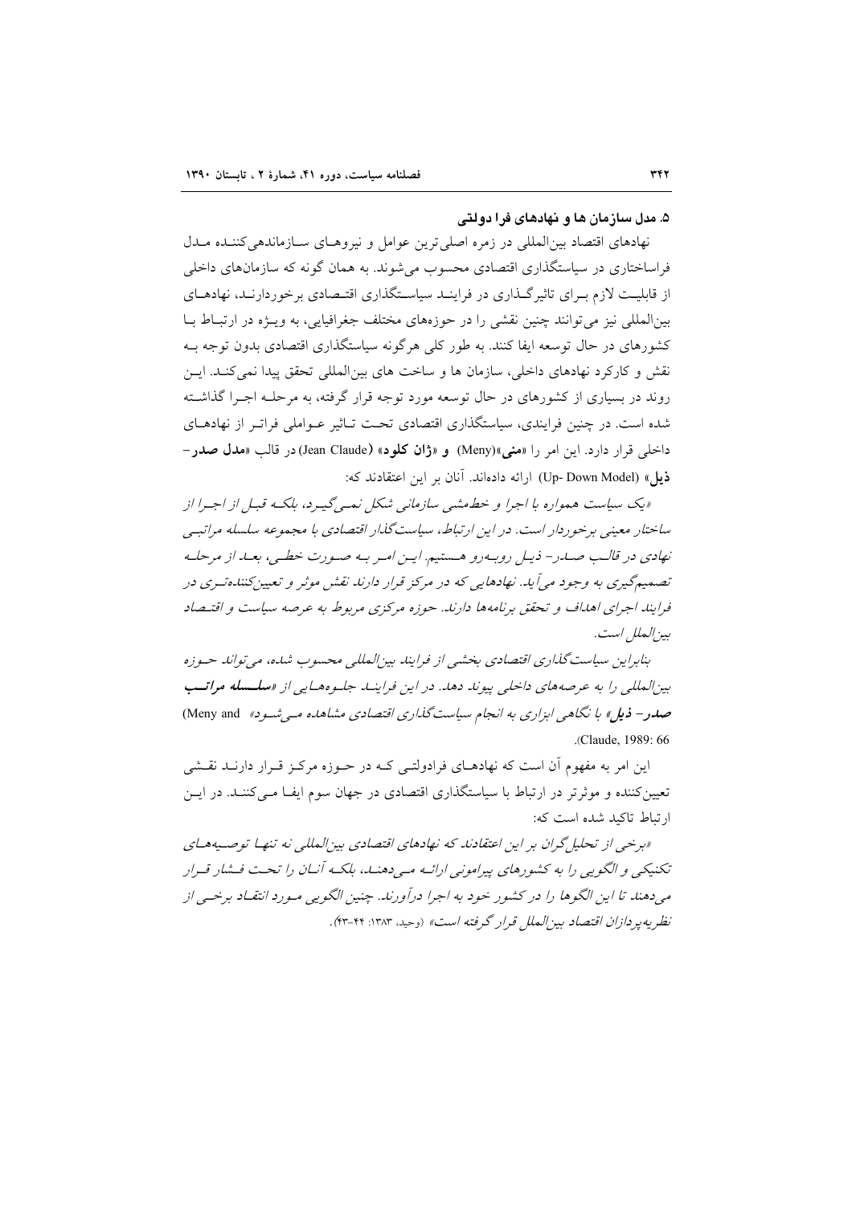### ۵. مدل سازمان ها و نهادهای فرا دولتی

نهادهای اقتصاد بین‌المللی در زمره اصلی‌ترین عوامل و نیروهـای سـازماندهی‌کننـده مـدل فراساختاری در سیاستگذاری اقتصادی محسوب می‌شوند. به همان گونه که سازمان‌های داخلی از قابلیـت لازم بـرای تاثیرگـذاری در فراینـد سیاسـتگذاری اقتـصادی برخوردارنـد، نهادهـای بین‌المللی نیز می‌توانند چنین نقشی را در حوزه‌های مختلف جغرافیایی، به ویـژه در ارتبـاط بـا کشورهای در حال توسعه ایفا کنند. به طور کلی هرگونه سیاستگذاری اقتصادی بدون توجه بـه نقش و کارکرد نهادهای داخلی، سازمان ها و ساخت های بین‌المللی تحقق پیدا نمی‌کنـد. ایـن روند در بسیاری از کشورهای در حال توسعه مورد توجه قرار گرفته، به مرحلـه اجـرا گذاشـته شده است. در چنین فرایندی، سیاستگذاری اقتصادی تحـت تـاثیر عـواملی فراتـر از نهادهـای داخلی قرار دارد. این امر را «**منی**»(Meny) و «**ژان کلود**» (Jean Claude) در قالب «**مدل صدر – ذیل**» (Up- Down Model) ارائه داده‌اند. آنان بر این اعتقادند که:

*«یک سیاست همواره با اجرا و خط‌مشی سازمانی شکل نمـی‌گیـرد، بلکـه قبـل از اجـرا از ساختار معینی برخوردار است. در این ارتباط، سیاست‌گذار اقتصادی با مجموعه سلسله مراتبـی نهادی در قالـب صـدر- ذیـل روبـه‌رو هـستیم. ایـن امـر بـه صـورت خطـی، بعـد از مرحلـه تصمیم‌گیری به وجود می‌آید. نهادهایی که در مرکز قرار دارند نقش موثر و تعیین‌کننده‌تـری در فرایند اجرای اهداف و تحقق برنامه‌ها دارند. حوزه مرکزی مربوط به عرصه سیاست و اقتـصاد بین‌الملل است.*

*بنابراین سیاست‌گذاری اقتصادی بخشی از فرایند بین‌المللی محسوب شده، می‌تواند حـوزه بین‌المللی را به عرصه‌های داخلی پیوند دهد. در این فراینـد جلـوه‌هـایی از «**سلـسله مراتـب صدر- ذیل**» با نگاهی ابزاری به انجام سیاست‌گذاری اقتصادی مشاهده مـی‌شـود»* (Meny and Claude, 1989: 66).

این امر به مفهوم آن است که نهادهـای فرادولتـی کـه در حـوزه مرکـز قـرار دارنـد نقـشی تعیین‌کننده و موثرتر در ارتباط با سیاستگذاری اقتصادی در جهان سوم ایفـا مـی‌کننـد. در ایـن ارتباط تاکید شده است که:

*«برخی از تحلیل‌گران بر این اعتقادند که نهادهای اقتصادی بین‌المللی نه تنهـا توصـیه‌هـای تکنیکی و الگویی را به کشورهای پیرامونی ارائـه مـی‌دهنـد، بلکـه آنـان را تحـت فـشار قـرار می‌دهند تا این الگوها را درکشور خود به اجرا درآورند. چنین الگویی مـورد انتقـاد برخـی از نظریه‌پردازان اقتصاد بین‌الملل قرار گرفته است»* (وحید، ۱۳۸۳: ۴۴-۴۳).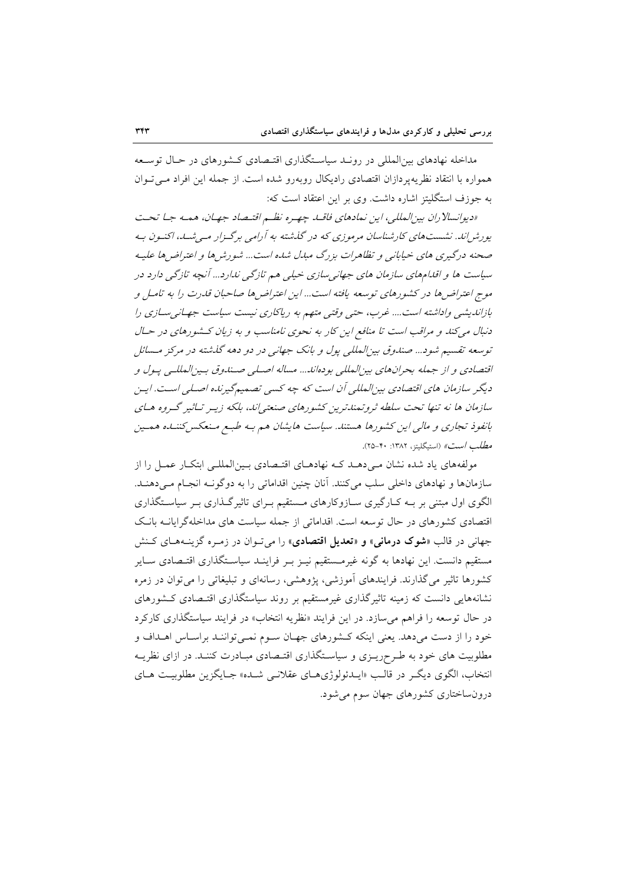مداخله نهادهای بین‌المللی در رونـد سیاسـتگذاری اقتـصادی کـشورهای در حـال توسـعه همواره با انتقاد نظریه‌پردازان اقتصادی رادیکال روبه‌رو شده است. از جمله این افراد مـی‌تـوان به جوزف استگلیتز اشاره داشت. وی بر این اعتقاد است که:

*«دیوانسالاران بین‌المللی، این نمادهای فاقـد چهـره نظـم اقتـصاد جهـان، همـه جـا تحـت یورش‌اند. نشست‌های کارشناسان مرموزی که در گذشته به آرامی برگـزار مـی‌شـد، اکنـون بـه صحنه درگیری های خیابانی و تظاهرات بزرگ مبدل شده است... شورش‌ها و اعتراض‌ها علیـه سیاست ها و اقدام‌های سازمان های جهانی‌سازی خیلی هم تازگی ندارد... آنچه تازگی دارد در موج اعتراض‌ها در کشورهای توسعه یافته است... این اعتراض‌ها صاحبان قدرت را به تامـل و بازاندیشی واداشته است.... غرب، حتی وقتی متهم به ریاکاری نیست سیاست جهـانی‌سـازی را دنبال می‌کند و مراقب است تا منافع این کار به نحوی نامناسب و به زیان کـشورهای در حـال توسعه تقسیم شود... صندوق بین‌المللی پول و بانک جهانی در دو دهه گذشته در مرکز مـسائل اقتصادی و از جمله بحران‌های بین‌المللی بوده‌اند... مساله اصـلی صـندوق بـین‌المللـی پـول و دیگر سازمان های اقتصادی بین‌المللی آن است که چه کسی تصمیم‌گیرنده اصـلی اسـت. ایـن سازمان ها نه تنها تحت سلطه ثروتمندترین کشورهای صنعتی‌اند، بلکه زیـر تـاثیر گـروه هـای بانفوذ تجاری و مالی این کشورها هستند. سیاست هایشان هم بـه طبـع مـنعکس‌کننـده همـین مطلب است»* (استیگلیتز، ۱۳۸۲: ۴۰–۲۵).

مولفه‌های یاد شده نشان مـی‌دهـد کـه نهادهـای اقتـصادی بـین‌المللـی ابتکـار عمـل را از سازمان‌ها و نهادهای داخلی سلب می‌کنند. آنان چنین اقداماتی را به دوگونـه انجـام مـی‌دهنـد. الگوی اول مبتنی بر بـه کـارگیری سـازوکارهای مـستقیم بـرای تاثیرگـذاری بـر سیاسـتگذاری اقتصادی کشورهای در حال توسعه است. اقداماتی از جمله سیاست های مداخله‌گرایانـه بانـک جهانی در قالب **«شوک درمانی»** و **«تعدیل اقتصادی»** را می‌تـوان در زمـره گزینـه‌هـای کـنش مستقیم دانست. این نهادها به گونه غیرمـستقیم نیـز بـر فراینـد سیاسـتگذاری اقتـصادی سـایر کشورها تاثیر می‌گذارند. فرایندهای آموزشی، پژوهشی، رسانه‌ای و تبلیغاتی را می‌توان در زمره نشانه‌هایی دانست که زمینه تاثیرگذاری غیرمستقیم بر روند سیاستگذاری اقتـصادی کـشورهای در حال توسعه را فراهم می‌سازد. در این فرایند «نظریه انتخاب» در فرایند سیاستگذاری کارکرد خود را از دست می‌دهد. یعنی اینکه کـشورهای جهـان سـوم نمـی‌تواننـد براسـاس اهـداف و مطلوبیت های خود به طـرح‌ریـزی و سیاسـتگذاری اقتـصادی مبـادرت کننـد. در ازای نظریـه انتخاب، الگوی دیگـر در قالـب «ایـدئولوژی‌هـای عقلانـی شـده» جـایگزین مطلوبیـت هـای درون‌ساختاری کشورهای جهان سوم می‌شود.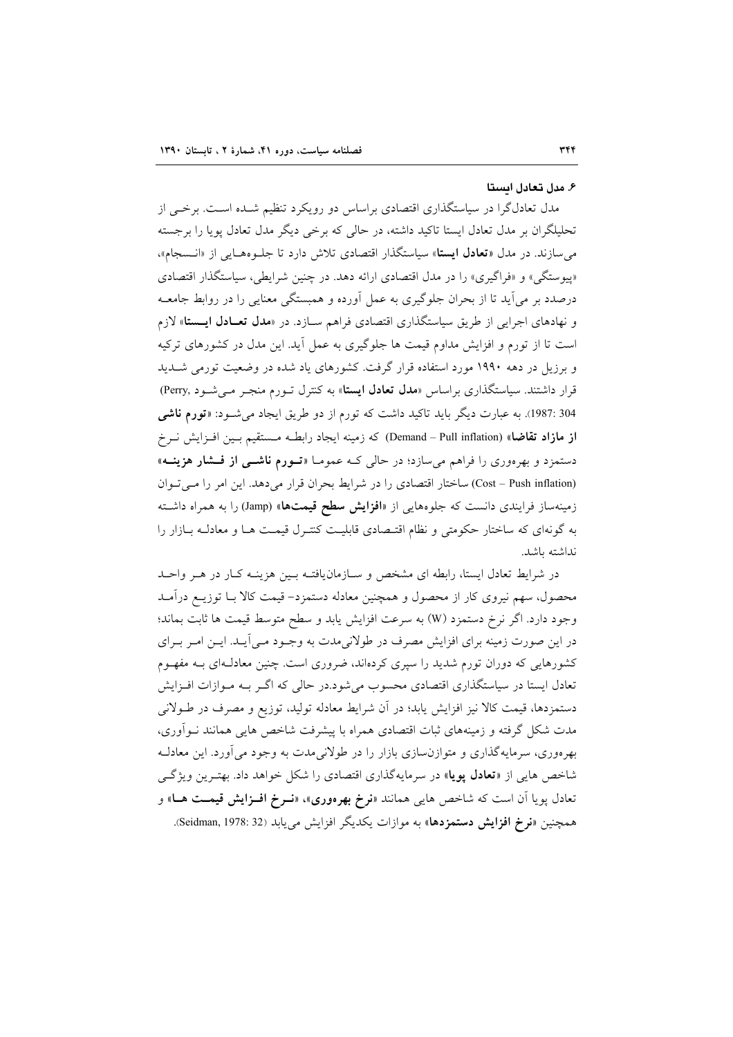### ۶. مدل تعادل ایستا

مدل تعادل‌گرا در سیاستگذاری اقتصادی براساس دو رویکرد تنظیم شـده اسـت. برخـی از تحلیلگران بر مدل تعادل ایستا تاکید داشته، در حالی که برخی دیگر مدل تعادل پویا را برجسته می‌سازند. در مدل «**تعادل ایستا**» سیاستگذار اقتصادی تلاش دارد تا جلـوه‌هـایی از «انـسجام»، «پیوستگی» و «فراگیری» را در مدل اقتصادی ارائه دهد. در چنین شرایطی، سیاستگذار اقتصادی درصدد بر می‌آید تا از بحران جلوگیری به عمل آورده و همبستگی معنایی را در روابط جامعـه و نهادهای اجرایی از طریق سیاستگذاری اقتصادی فراهم سـازد. در «**مدل تعـادل ایـستا**» لازم است تا از تورم و افزایش مداوم قیمت ها جلوگیری به عمل آید. این مدل در کشورهای ترکیه و برزیل در دهه ۱۹۹۰ مورد استفاده قرار گرفت. کشورهای یاد شده در وضعیت تورمی شـدید قرار داشتند. سیاستگذاری براساس «**مدل تعادل ایستا**» به کنترل تـورم منجـر مـی‌شـود (Perry, 1987: 304). به عبارت دیگر باید تاکید داشت که تورم از دو طریق ایجاد می‌شـود: «**تورم ناشی از مازاد تقاضا**» (Demand – Pull inflation) که زمینه ایجاد رابطـه مـستقیم بـین افـزایش نـرخ دستمزد و بهره‌وری را فراهم می‌سازد؛ در حالی کـه عمومـا «**تـورم ناشـی از فـشار هزینـه**» (Cost – Push inflation) ساختار اقتصادی را در شرایط بحران قرار می‌دهد. این امر را مـی‌تـوان زمینه‌ساز فرایندی دانست که جلوه‌هایی از «**افزایش سطح قیمت‌ها**» (Jamp) را به همراه داشـته به گونه‌ای که ساختار حکومتی و نظام اقتـصادی قابلیـت کنتـرل قیمـت هـا و معادلـه بـازار را نداشته باشد.

در شرایط تعادل ایستا، رابطه ای مشخص و سـازمان‌یافتـه بـین هزینـه کـار در هـر واحـد محصول، سهم نیروی کار از محصول و همچنین معادله دستمزد- قیمت کالا بـا توزیـع درآمـد وجود دارد. اگر نرخ دستمزد (W) به سرعت افزایش یابد و سطح متوسط قیمت ها ثابت بماند؛ در این صورت زمینه برای افزایش مصرف در طولانی‌مدت به وجـود مـی‌آیـد. ایـن امـر بـرای کشورهایی که دوران تورم شدید را سپری کرده‌اند، ضروری است. چنین معادلـه‌ای بـه مفهـوم تعادل ایستا در سیاستگذاری اقتصادی محسوب می‌شود.در حالی که اگـر بـه مـوازات افـزایش دستمزدها، قیمت کالا نیز افزایش یابد؛ در آن شرایط معادله تولید، توزیع و مصرف در طـولانی مدت شکل گرفته و زمینه‌های ثبات اقتصادی همراه با پیشرفت شاخص هایی همانند نـوآوری، بهره‌وری، سرمایه‌گذاری و متوازن‌سازی بازار را در طولانی‌مدت به وجود می‌آورد. این معادلـه شاخص هایی از «**تعادل پویا**» در سرمایه‌گذاری اقتصادی را شکل خواهد داد. بهتـرین ویژگـی تعادل پویا آن است که شاخص هایی همانند «**نرخ بهره‌وری**»، «**نـرخ افـزایش قیمـت هـا**» و همچنین «**نرخ افزایش دستمزدها**» به موازات یکدیگر افزایش می‌یابد (Seidman, 1978: 32).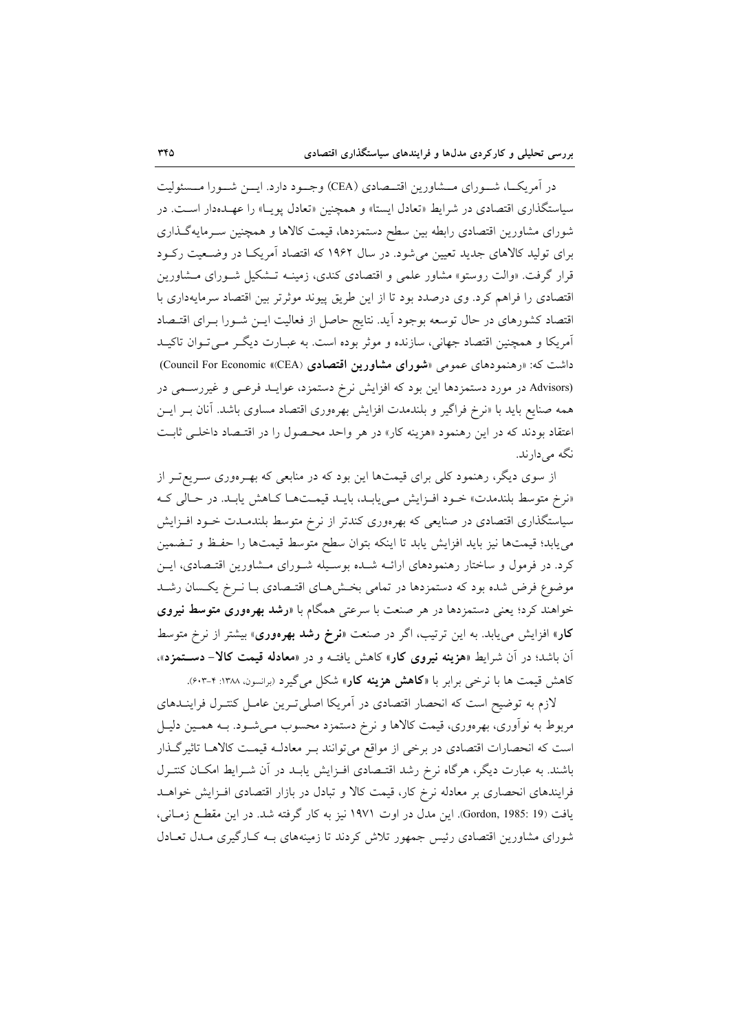در آمریکـا، شـورای مـشاورین اقتـصادی (CEA) وجـود دارد. ایـن شـورا مـسئولیت سیاستگذاری اقتصادی در شرایط «تعادل ایستا» و همچنین «تعادل پویـا» را عهـده‌دار اسـت. در شورای مشاورین اقتصادی رابطه بین سطح دستمزدها، قیمت کالاها و همچنین سـرمایه‌گـذاری برای تولید کالاهای جدید تعیین می‌شود. در سال ۱۹۶۲ که اقتصاد آمریکـا در وضـعیت رکـود قرار گرفت. «والت روستو» مشاور علمی و اقتصادی کندی، زمینـه تـشکیل شـورای مـشاورین اقتصادی را فراهم کرد. وی درصدد بود تا از این طریق پیوند موثرتر بین اقتصاد سرمایه‌داری با اقتصاد کشورهای در حال توسعه بوجود آید. نتایج حاصل از فعالیت ایـن شـورا بـرای اقتـصاد آمریکا و همچنین اقتصاد جهانی، سازنده و موثر بوده است. به عبـارت دیگـر مـی‌تـوان تاکیـد داشت که: «رهنمودهای عمومی «**شورای مشاورین اقتصادی** (CEA)» (Council For Economic Advisors) در مورد دستمزدها این بود که افزایش نرخ دستمزد، عوایـد فرعـی و غیررسـمی در همه صنایع باید با «نرخ فراگیر و بلندمدت افزایش بهره‌وری اقتصاد مساوی باشد. آنان بـر ایـن اعتقاد بودند که در این رهنمود «هزینه کار» در هر واحد محـصول را در اقتـصاد داخلـی ثابـت نگه می‌دارند.

از سوی دیگر، رهنمود کلی برای قیمت‌ها این بود که در منابعی که بهـره‌وری سـریع‌تـر از «نرخ متوسط بلندمدت» خـود افـزایش مـی‌یابـد، بایـد قیمـت‌هـا کـاهش یابـد. در حـالی کـه سیاستگذاری اقتصادی در صنایعی که بهره‌وری کندتر از نرخ متوسط بلندمـدت خـود افـزایش می‌یابد؛ قیمت‌ها نیز باید افزایش یابد تا اینکه بتوان سطح متوسط قیمت‌ها را حفـظ و تـضمین کرد. در فرمول و ساختار رهنمودهای ارائـه شـده بوسـیله شـورای مـشاورین اقتـصادی، ایـن موضوع فرض شده بود که دستمزدها در تمامی بخـش‌هـای اقتـصادی بـا نـرخ یکـسان رشـد خواهند کرد؛ یعنی دستمزدها در هر صنعت با سرعتی همگام با «**رشد بهره‌وری متوسط نیروی کار**» افزایش می‌یابد. به این ترتیب، اگر در صنعت «**نرخ رشد بهره‌وری**» بیشتر از نرخ متوسط آن باشد؛ در آن شرایط «**هزینه نیروی کار**» کاهش یافتـه و در «**معادله قیمت کالا- دسـتمزد**»، کاهش قیمت ها با نرخی برابر با «**کاهش هزینه کار**» شکل می‌گیرد (برانسون، ۱۳۸۸: ۴-۶۰۳).

لازم به توضیح است که انحصار اقتصادی در آمریکا اصلی‌تـرین عامـل کنتـرل فراینـدهای مربوط به نوآوری، بهره‌وری، قیمت کالاها و نرخ دستمزد محسوب مـی‌شـود. بـه همـین دلیـل است که انحصارات اقتصادی در برخی از مواقع می‌توانند بـر معادلـه قیمـت کالاهـا تاثیرگـذار باشند. به عبارت دیگر، هرگاه نرخ رشد اقتـصادی افـزایش یابـد در آن شـرایط امکـان کنتـرل فرایندهای انحصاری بر معادله نرخ کار، قیمت کالا و تبادل در بازار اقتصادی افـزایش خواهـد یافت (Gordon, 1985: 19). این مدل در اوت ۱۹۷۱ نیز به کار گرفته شد. در این مقطـع زمـانی، شورای مشاورین اقتصادی رئیس جمهور تلاش کردند تا زمینه‌های بـه کـارگیری مـدل تعـادل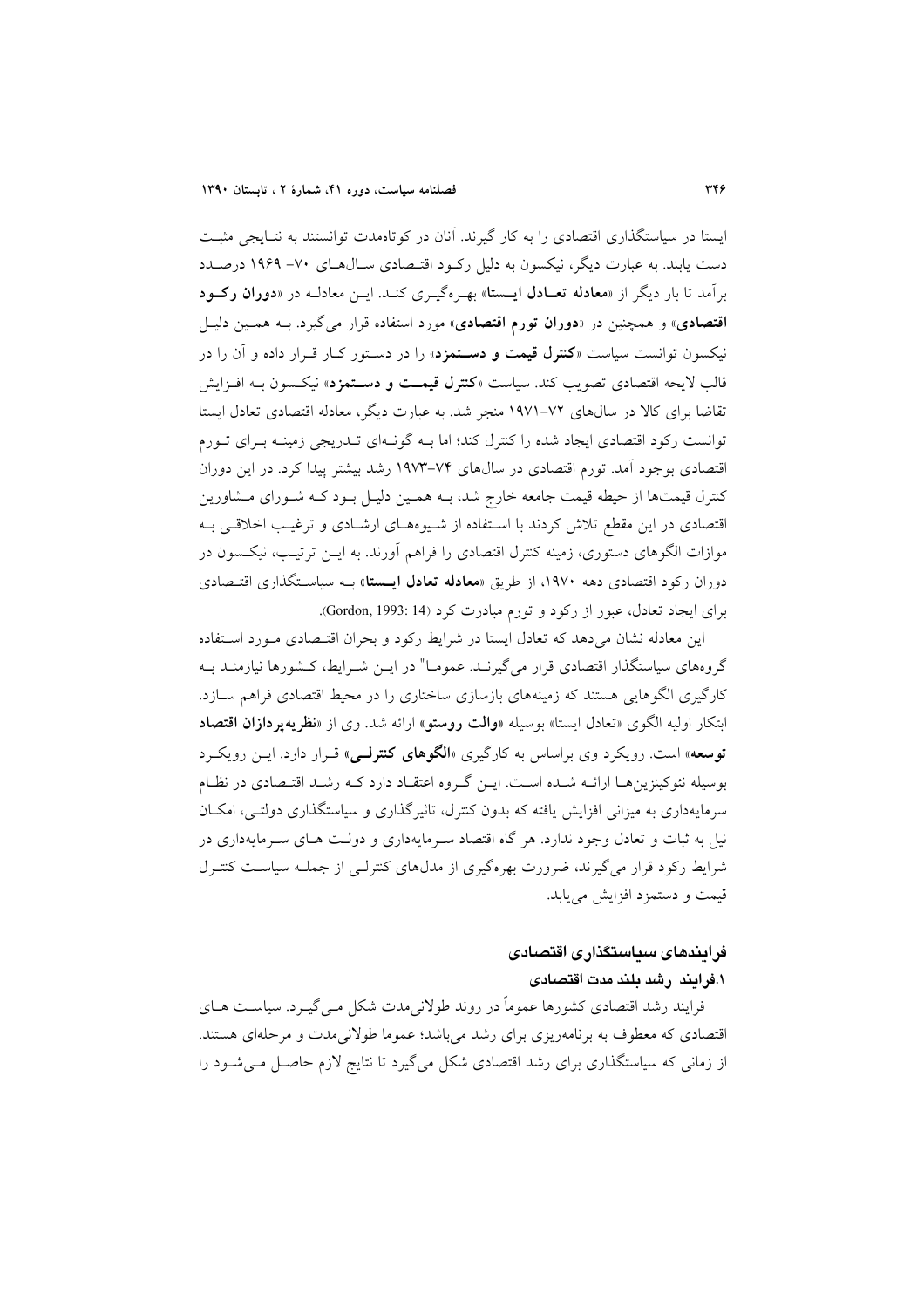ایستا در سیاستگذاری اقتصادی را به کار گیرند. آنان در کوتاه‌مدت توانستند به نتایجی مثبت دست یابند. به عبارت دیگر، نیکسون به دلیل رکود اقتصادی سال‌های ۷۰- ۱۹۶۹ درصدد برآمد تا بار دیگر از «**معادله تعادل ایستا**» بهره‌گیری کند. این معادله در «**دوران رکود اقتصادی**» و همچنین در «**دوران تورم اقتصادی**» مورد استفاده قرار می‌گیرد. به همین دلیل نیکسون توانست سیاست «**کنترل قیمت و دستمزد**» را در دستور کار قرار داده و آن را در قالب لایحه اقتصادی تصویب کند. سیاست «**کنترل قیمت و دستمزد**» نیکسون به افزایش تقاضا برای کالا در سال‌های ۷۲-۱۹۷۱ منجر شد. به عبارت دیگر، معادله اقتصادی تعادل ایستا توانست رکود اقتصادی ایجاد شده را کنترل کند؛ اما به گونه‌ای تدریجی زمینه برای تورم اقتصادی بوجود آمد. تورم اقتصادی در سال‌های ۷۴-۱۹۷۳ رشد بیشتر پیدا کرد. در این دوران کنترل قیمت‌ها از حیطه قیمت جامعه خارج شد، به همین دلیل بود که شورای مشاورین اقتصادی در این مقطع تلاش کردند با استفاده از شیوه‌های ارشادی و ترغیب اخلاقی به موازات الگوهای دستوری، زمینه کنترل اقتصادی را فراهم آورند. به این ترتیب، نیکسون در دوران رکود اقتصادی دهه ۱۹۷۰، از طریق «**معادله تعادل ایستا**» به سیاستگذاری اقتصادی برای ایجاد تعادل، عبور از رکود و تورم مبادرت کرد (Gordon, 1993: 14).

این معادله نشان می‌دهد که تعادل ایستا در شرایط رکود و بحران اقتصادی مورد استفاده گروه‌های سیاستگذار اقتصادی قرار می‌گیرند. عموماً" در این شرایط، کشورها نیازمند به کارگیری الگوهایی هستند که زمینه‌های بازسازی ساختاری را در محیط اقتصادی فراهم سازد. ابتکار اولیه الگوی «تعادل ایستا» بوسیله «**والت روستو**» ارائه شد. وی از «**نظریه‌پردازان اقتصاد توسعه**» است. رویکرد وی براساس به کارگیری «**الگوهای کنترلی**» قرار دارد. این رویکرد بوسیله نئوکینزین‌ها ارائه شده است. این گروه اعتقاد دارد که رشد اقتصادی در نظام سرمایه‌داری به میزانی افزایش یافته که بدون کنترل، تاثیرگذاری و سیاستگذاری دولتی، امکان نیل به ثبات و تعادل وجود ندارد. هر گاه اقتصاد سرمایه‌داری و دولت های سرمایه‌داری در شرایط رکود قرار می‌گیرند، ضرورت بهره‌گیری از مدل‌های کنترلی از جمله سیاست کنترل قیمت و دستمزد افزایش می‌یابد.

## فرایندهای سیاستگذاری اقتصادی

### ۱.فرایند رشد بلند مدت اقتصادی

فرایند رشد اقتصادی کشورها عموماً در روند طولانی‌مدت شکل می‌گیرد. سیاست های اقتصادی که معطوف به برنامه‌ریزی برای رشد می‌باشد؛ عموما طولانی‌مدت و مرحله‌ای هستند. از زمانی که سیاستگذاری برای رشد اقتصادی شکل می‌گیرد تا نتایج لازم حاصل می‌شود را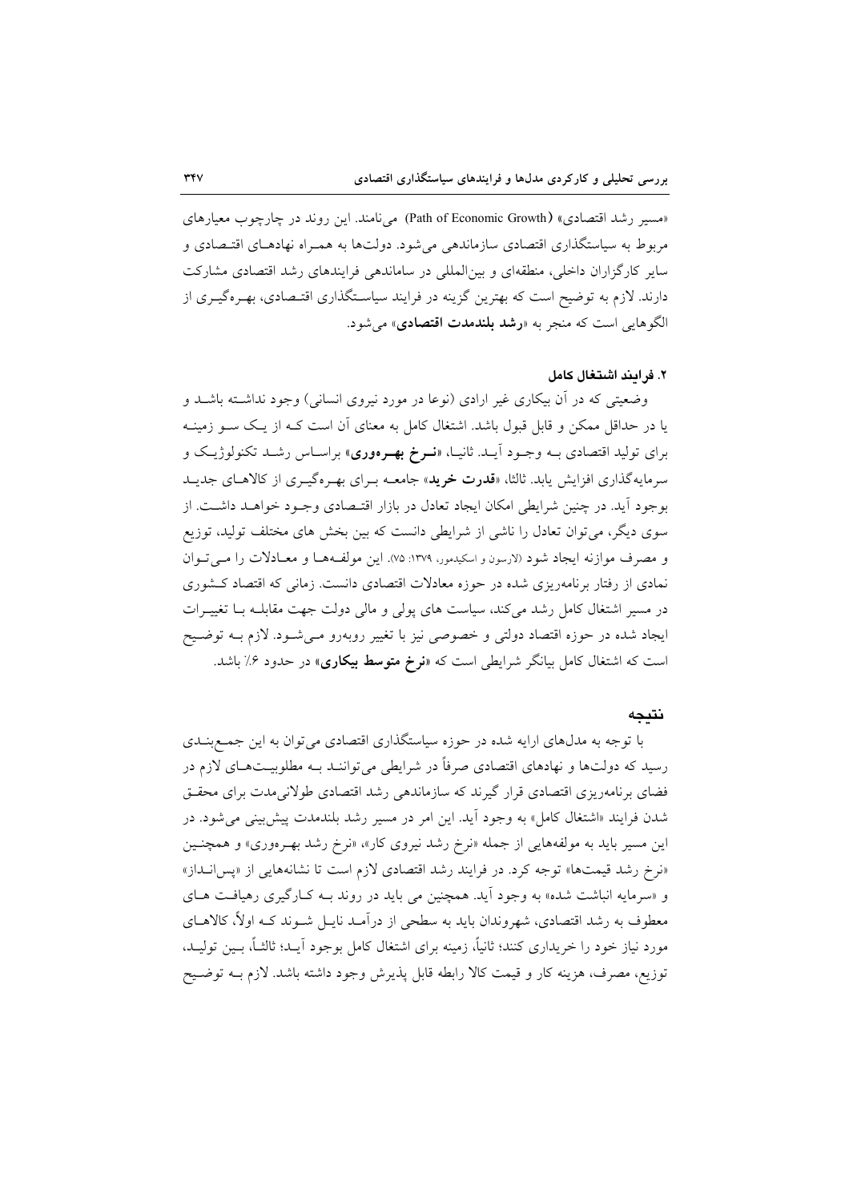«مسیر رشد اقتصادی» (Path of Economic Growth) می‌نامند. این روند در چارچوب معیارهای مربوط به سیاستگذاری اقتصادی سازماندهی می‌شود. دولت‌ها به همراه نهادهای اقتصادی و سایر کارگزاران داخلی، منطقه‌ای و بین‌المللی در ساماندهی فرایندهای رشد اقتصادی مشارکت دارند. لازم به توضیح است که بهترین گزینه در فرایند سیاستگذاری اقتصادی، بهره‌گیری از الگوهایی است که منجر به «**رشد بلندمدت اقتصادی**» می‌شود.

### ۲. فرایند اشتغال کامل

وضعیتی که در آن بیکاری غیر ارادی (نوعا در مورد نیروی انسانی) وجود نداشته باشد و یا در حداقل ممکن و قابل قبول باشد. اشتغال کامل به معنای آن است که از یک سو زمینه برای تولید اقتصادی به وجود آید. ثانیا، «**نرخ بهره‌وری**» براساس رشد تکنولوژیک و سرمایه‌گذاری افزایش یابد. ثالثا، «**قدرت خرید**» جامعه برای بهره‌گیری از کالاهای جدید بوجود آید. در چنین شرایطی امکان ایجاد تعادل در بازار اقتصادی وجود خواهد داشت. از سوی دیگر، می‌توان تعادل را ناشی از شرایطی دانست که بین بخش های مختلف تولید، توزیع و مصرف موازنه ایجاد شود (لارسون و اسکیدمور، ۱۳۷۹: ۷۵). این مولفه‌ها و معادلات را می‌توان نمادی از رفتار برنامه‌ریزی شده در حوزه معادلات اقتصادی دانست. زمانی که اقتصاد کشوری در مسیر اشتغال کامل رشد می‌کند، سیاست های پولی و مالی دولت جهت مقابله با تغییرات ایجاد شده در حوزه اقتصاد دولتی و خصوصی نیز با تغییر روبه‌رو می‌شود. لازم به توضیح است که اشتغال کامل بیانگر شرایطی است که «**نرخ متوسط بیکاری**» در حدود ۶٪ باشد.

## نتیجه

با توجه به مدل‌های ارایه شده در حوزه سیاستگذاری اقتصادی می‌توان به این جمع‌بندی رسید که دولت‌ها و نهادهای اقتصادی صرفاً در شرایطی می‌توانند به مطلوبیت‌های لازم در فضای برنامه‌ریزی اقتصادی قرار گیرند که سازماندهی رشد اقتصادی طولانی‌مدت برای محقق شدن فرایند «اشتغال کامل» به وجود آید. این امر در مسیر رشد بلندمدت پیش‌بینی می‌شود. در این مسیر باید به مولفه‌هایی از جمله «نرخ رشد نیروی کار»، «نرخ رشد بهره‌وری» و همچنین «نرخ رشد قیمت‌ها» توجه کرد. در فرایند رشد اقتصادی لازم است تا نشانه‌هایی از «پس‌انداز» و «سرمایه انباشت شده» به وجود آید. همچنین می باید در روند به کارگیری رهیافت های معطوف به رشد اقتصادی، شهروندان باید به سطحی از درآمد نایل شوند که اولاً، کالاهای مورد نیاز خود را خریداری کنند؛ ثانیاً، زمینه برای اشتغال کامل بوجود آید؛ ثالثاً، بین تولید، توزیع، مصرف، هزینه کار و قیمت کالا رابطه قابل پذیرش وجود داشته باشد. لازم به توضیح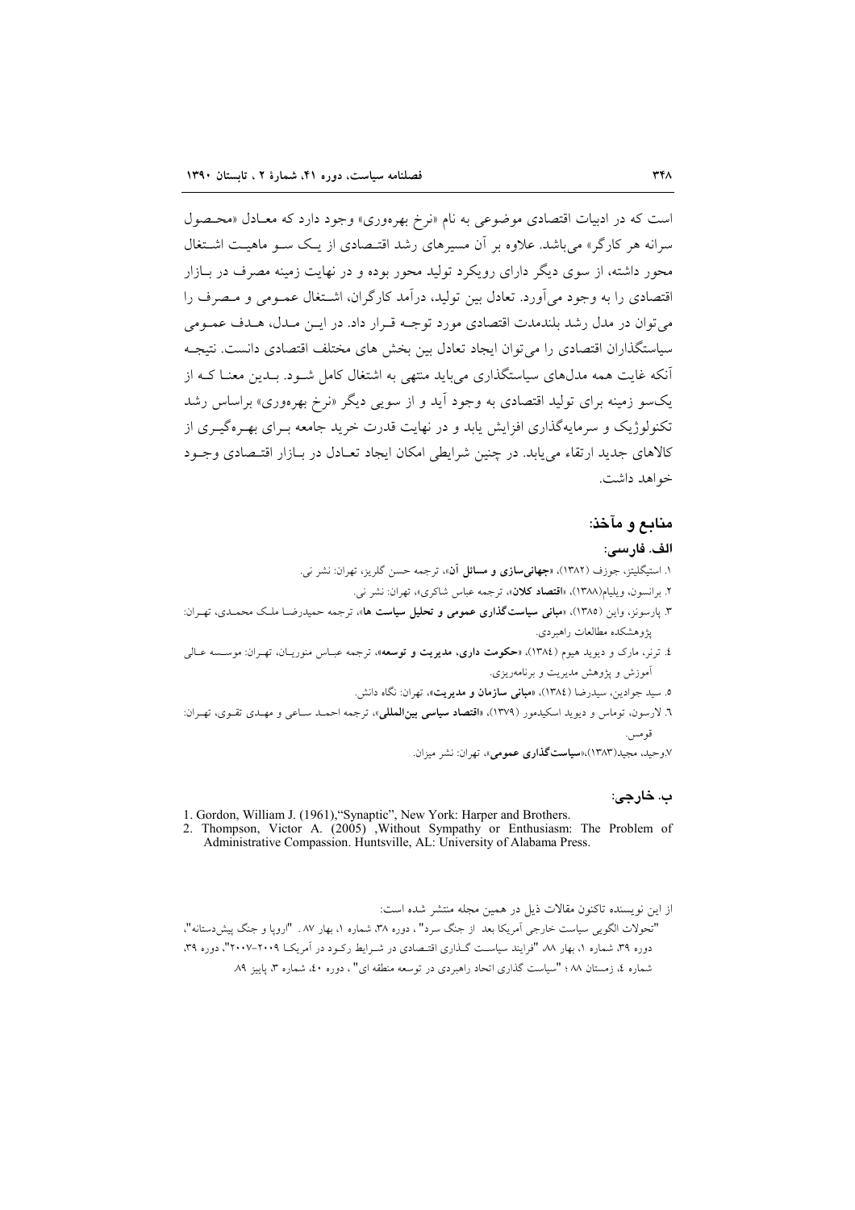است که در ادبیات اقتصادی موضوعی به نام «نرخ بهره‌وری» وجود دارد که معادل «محصول سرانه هر کارگر» می‌باشد. علاوه بر آن مسیرهای رشد اقتصادی از یک سو ماهیت اشتغال محور داشته، از سوی دیگر دارای رویکرد تولید محور بوده و در نهایت زمینه مصرف در بازار اقتصادی را به وجود می‌آورد. تعادل بین تولید، درآمد کارگران، اشتغال عمومی و مصرف را می‌توان در مدل رشد بلندمدت اقتصادی مورد توجه قرار داد. در این مدل، هدف عمومی سیاستگذاران اقتصادی را می‌توان ایجاد تعادل بین بخش های مختلف اقتصادی دانست. نتیجه آنکه غایت همه مدل‌های سیاستگذاری می‌باید منتهی به اشتغال کامل شود. بدین معنا که از یک‌سو زمینه برای تولید اقتصادی به وجود آید و از سویی دیگر «نرخ بهره‌وری» براساس رشد تکنولوژیک و سرمایه‌گذاری افزایش یابد و در نهایت قدرت خرید جامعه برای بهره‌گیری از کالاهای جدید ارتقاء می‌یابد. در چنین شرایطی امکان ایجاد تعادل در بازار اقتصادی وجود خواهد داشت.

## منابع و مآخذ:

### الف. فارسی:

۱. استیگلیتز، جوزف (۱۳۸۲)، «**جهانی‌سازی و مسائل آن**»، ترجمه حسن گلریز، تهران: نشر نی.

۲. برانسون، ویلیام(۱۳۸۸)، «**اقتصاد کلان**»، ترجمه عباس شاکری»، تهران: نشر نی.

۳. پارسونز، واین (۱۳۸۵)، «**مبانی سیاست‌گذاری عمومی و تحلیل سیاست ها**»، ترجمه حمیدرضا ملک محمدی، تهران: پژوهشکده مطالعات راهبردی.

٤. ترنر، مارک و دیوید هیوم (١٣٨٤)، «**حکومت داری، مدیریت و توسعه**»، ترجمه عباس منوریان، تهران: موسسه عالی آموزش و پژوهش مدیریت و برنامه‌ریزی.

٥. سید جوادین، سیدرضا (١٣٨٤)، «**مبانی سازمان و مدیریت**»، تهران: نگاه دانش.

٦. لارسون، توماس و دیوید اسکیدمور (١٣٧٩)، «**اقتصاد سیاسی بین‌المللی**»، ترجمه احمد ساعی و مهدی تقوی، تهران: قومس.

۷.وحید، مجید(۱۳۸۳)،«**سیاست‌گذاری عمومی**»، تهران: نشر میزان.

### ب. خارجی:

1. Gordon, William J. (1961),"Synaptic", New York: Harper and Brothers.
2. Thompson, Victor A. (2005) ,Without Sympathy or Enthusiasm: The Problem of Administrative Compassion. Huntsville, AL: University of Alabama Press.

از این نویسنده تاکنون مقالات ذیل در همین مجله منتشر شده است:

"تحولات الگویی سیاست خارجی آمریکا بعد از جنگ سرد" ، دوره ۳۸، شماره ۱، بهار ۸۷ . "اروپا و جنگ پیش‌دستانه"، دوره ۳۹، شماره ۱، بهار ۸۸، "فرایند سیاست گذاری اقتصادی در شرایط رکود در آمریکا ۲۰۰۹-۲۰۰۷"، دوره ۳۹، شماره ٤، زمستان ۸۸ ؛ "سیاست گذاری اتحاد راهبردی در توسعه منطقه ای" ، دوره ٤٠، شماره ۳، پاییز ۸۹.